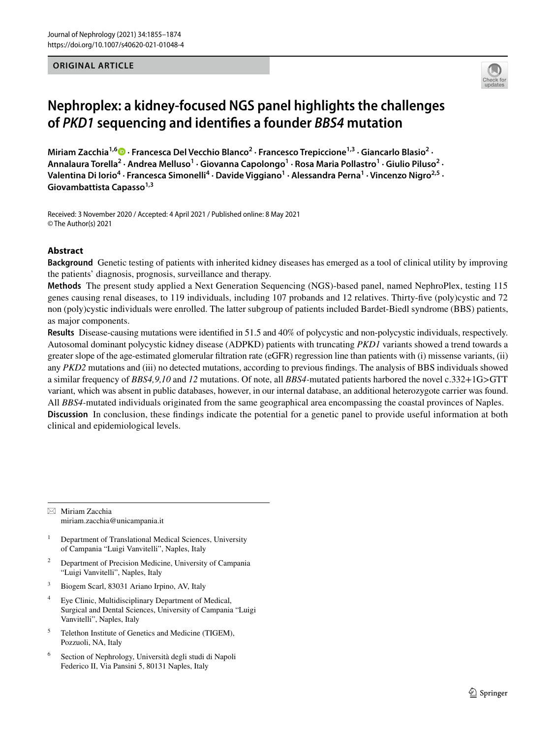ORIGINAL ARTICLE

# Nephroplex: a kidney-focused NGS panel highlights the challenges of *PKD1* sequencing and identifies a founder *BBS4* mutation

**Miriam Zacchia[1,6] · Francesca Del Vecchio Blanco[2] · Francesco Trepiccione[1,3] · Giancarlo Blasio[2] · Annalaura Torella[2] · Andrea Melluso[1] · Giovanna Capolongo[1] · Rosa Maria Pollastro[1] · Giulio Piluso[2] · Valentina Di Iorio[4] · Francesca Simonelli[4] · Davide Viggiano[1] · Alessandra Perna[1] · Vincenzo Nigro[2,5] · Giovambattista Capasso[1,3]**

Received: 3 November 2020 / Accepted: 4 April 2021 / Published online: 8 May 2021
© The Author(s) 2021

## Abstract

**Background** Genetic testing of patients with inherited kidney diseases has emerged as a tool of clinical utility by improving the patients' diagnosis, prognosis, surveillance and therapy.

**Methods** The present study applied a Next Generation Sequencing (NGS)-based panel, named NephroPlex, testing 115 genes causing renal diseases, to 119 individuals, including 107 probands and 12 relatives. Thirty-five (poly)cystic and 72 non (poly)cystic individuals were enrolled. The latter subgroup of patients included Bardet-Biedl syndrome (BBS) patients, as major components.

**Results** Disease-causing mutations were identified in 51.5 and 40% of polycystic and non-polycystic individuals, respectively. Autosomal dominant polycystic kidney disease (ADPKD) patients with truncating *PKD1* variants showed a trend towards a greater slope of the age-estimated glomerular filtration rate (eGFR) regression line than patients with (i) missense variants, (ii) any *PKD2* mutations and (iii) no detected mutations, according to previous findings. The analysis of BBS individuals showed a similar frequency of *BBS4,9,10* and *12* mutations. Of note, all *BBS4*-mutated patients harbored the novel c.332+1G>GTT variant, which was absent in public databases, however, in our internal database, an additional heterozygote carrier was found. All *BBS4*-mutated individuals originated from the same geographical area encompassing the coastal provinces of Naples.

**Discussion** In conclusion, these findings indicate the potential for a genetic panel to provide useful information at both clinical and epidemiological levels.

---

✉ Miriam Zacchia
miriam.zacchia@unicampania.it

1 Department of Translational Medical Sciences, University of Campania "Luigi Vanvitelli", Naples, Italy

2 Department of Precision Medicine, University of Campania "Luigi Vanvitelli", Naples, Italy

3 Biogem Scarl, 83031 Ariano Irpino, AV, Italy

4 Eye Clinic, Multidisciplinary Department of Medical, Surgical and Dental Sciences, University of Campania "Luigi Vanvitelli", Naples, Italy

5 Telethon Institute of Genetics and Medicine (TIGEM), Pozzuoli, NA, Italy

6 Section of Nephrology, Università degli studi di Napoli Federico II, Via Pansini 5, 80131 Naples, Italy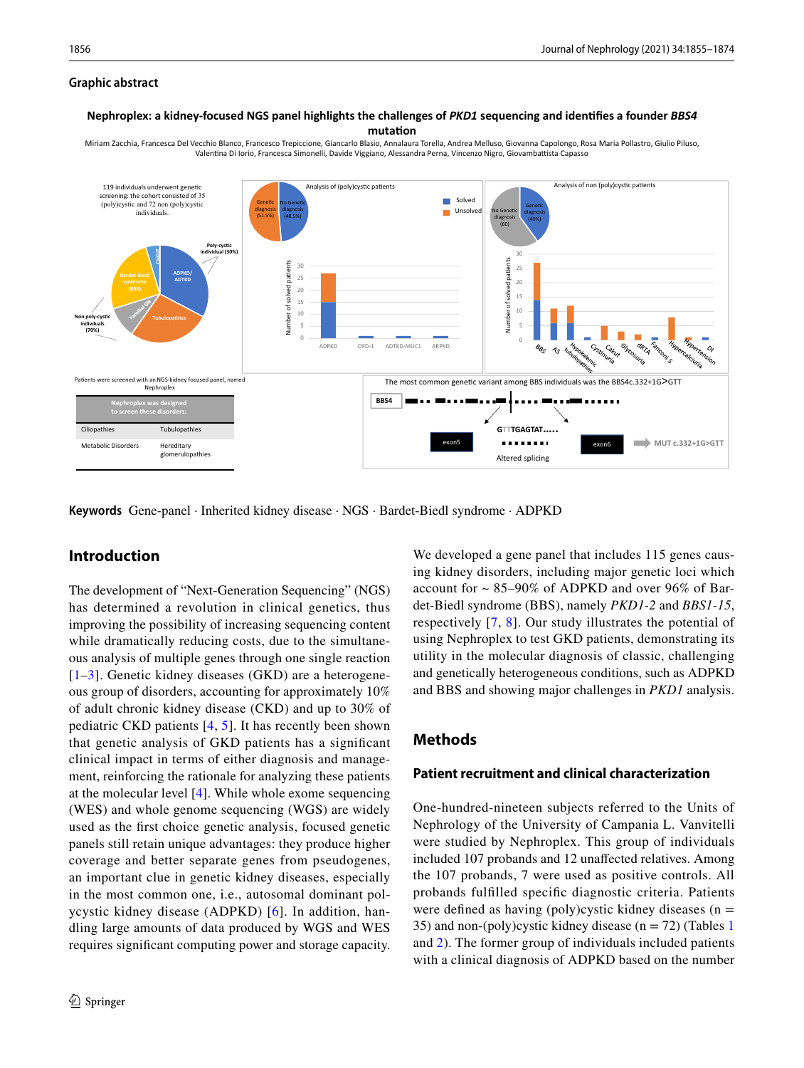## Graphic abstract

**Nephroplex: a kidney-focused NGS panel highlights the challenges of *PKD1* sequencing and identifies a founder *BBS4* mutation**

Miriam Zacchia, Francesca Del Vecchio Blanco, Francesco Trepiccione, Giancarlo Blasio, Annalaura Torella, Andrea Melluso, Giovanna Capolongo, Rosa Maria Pollastro, Giulio Piluso, Valentina Di Iorio, Francesca Simonelli, Davide Viggiano, Alessandra Perna, Vincenzo Nigro, Giovambattista Capasso

119 individuals underwent genetic screening: the cohort consisted of 35 (poly)cystic and 72 non (poly)cystic individuals.

Patients were screened with an NGS-kidney focused panel, named Nephroplex

| Nephroplex was designed to screen these disorders: | |
|---|---|
| Ciliopathies | Tubulopathies |
| Metabolic Disorders | Hereditary glomerulopathies |

The most common genetic variant among BBS individuals was the BBS4c.332+1G>GTT

**Keywords** Gene-panel · Inherited kidney disease · NGS · Bardet-Biedl syndrome · ADPKD

## Introduction

The development of "Next-Generation Sequencing" (NGS) has determined a revolution in clinical genetics, thus improving the possibility of increasing sequencing content while dramatically reducing costs, due to the simultaneous analysis of multiple genes through one single reaction [1–3]. Genetic kidney diseases (GKD) are a heterogeneous group of disorders, accounting for approximately 10% of adult chronic kidney disease (CKD) and up to 30% of pediatric CKD patients [4, 5]. It has recently been shown that genetic analysis of GKD patients has a significant clinical impact in terms of either diagnosis and management, reinforcing the rationale for analyzing these patients at the molecular level [4]. While whole exome sequencing (WES) and whole genome sequencing (WGS) are widely used as the first choice genetic analysis, focused genetic panels still retain unique advantages: they produce higher coverage and better separate genes from pseudogenes, an important clue in genetic kidney diseases, especially in the most common one, i.e., autosomal dominant polycystic kidney disease (ADPKD) [6]. In addition, handling large amounts of data produced by WGS and WES requires significant computing power and storage capacity.

We developed a gene panel that includes 115 genes causing kidney disorders, including major genetic loci which account for ~ 85–90% of ADPKD and over 96% of Bardet-Biedl syndrome (BBS), namely *PKD1-2* and *BBS1-15*, respectively [7, 8]. Our study illustrates the potential of using Nephroplex to test GKD patients, demonstrating its utility in the molecular diagnosis of classic, challenging and genetically heterogeneous conditions, such as ADPKD and BBS and showing major challenges in *PKD1* analysis.

## Methods

### Patient recruitment and clinical characterization

One-hundred-nineteen subjects referred to the Units of Nephrology of the University of Campania L. Vanvitelli were studied by Nephroplex. This group of individuals included 107 probands and 12 unaffected relatives. Among the 107 probands, 7 were used as positive controls. All probands fulfilled specific diagnostic criteria. Patients were defined as having (poly)cystic kidney diseases (n = 35) and non-(poly)cystic kidney disease (n = 72) (Tables 1 and 2). The former group of individuals included patients with a clinical diagnosis of ADPKD based on the number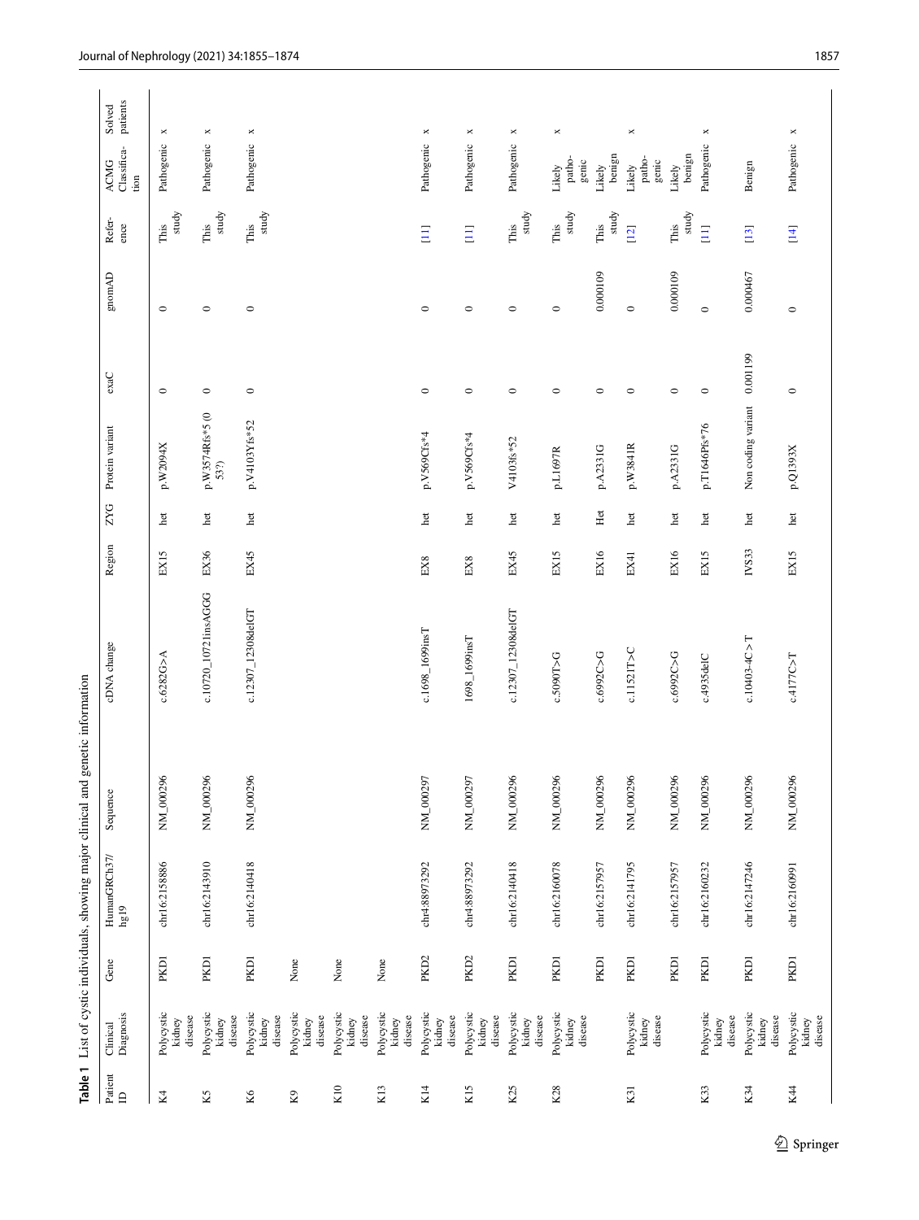**Table 1** List of cystic individuals, showing major clinical and genetic information

| Patient ID | Clinical Diagnosis | Gene | HumanGRCh37/hg19 | Sequence | cDNA change | Region | ZYG | Protein variant | exaC | gnomAD | Reference | ACMG Classification | Solved patients |
|---|---|---|---|---|---|---|---|---|---|---|---|---|---|
| K4 | Polycystic kidney disease | PKD1 | chr16:2158886 | NM_000296 | c.6282G>A | EX15 | het | p.W2094X | 0 | 0 | This study | Pathogenic | x |
| K5 | Polycystic kidney disease | PKD1 | chr16:2143910 | NM_000296 | c.10720_10721insAGGG | EX36 | het | p.W3574Rfs*5 (0 53?) | 0 | 0 | This study | Pathogenic | x |
| K6 | Polycystic kidney disease | PKD1 | chr16:2140418 | NM_000296 | c.12307_12308delGT | EX45 | het | p.V4103Yfs*52 | 0 | 0 | This study | Pathogenic | x |
| K9 | Polycystic kidney disease | None | | | | | | | | | | | |
| K10 | Polycystic kidney disease | None | | | | | | | | | | | |
| K13 | Polycystic kidney disease | None | | | | | | | | | | | |
| K14 | Polycystic kidney disease | PKD2 | chr4:88973292 | NM_000297 | c.1698_1699insT | EX8 | het | p.V569Cfs*4 | 0 | 0 | [11] | Pathogenic | x |
| K15 | Polycystic kidney disease | PKD2 | chr4:88973292 | NM_000297 | 1698_1699insT | EX8 | het | p.V569Cfs*4 | 0 | 0 | [11] | Pathogenic | x |
| K25 | Polycystic kidney disease | PKD1 | chr16:2140418 | NM_000296 | c.12307_12308delGT | EX45 | het | V4103fs*52 | 0 | 0 | This study | Pathogenic | x |
| K28 | Polycystic kidney disease | PKD1 | chr16:2160078 | NM_000296 | c.5090T>G | EX15 | het | p.L1697R | 0 | 0 | This study | Likely pathogenic | x |
| | | PKD1 | chr16:2157957 | NM_000296 | c.6992C>G | EX16 | Het | p.A2331G | 0 | 0.000109 | This study | Likely benign | |
| K31 | Polycystic kidney disease | PKD1 | chr16:2141795 | NM_000296 | c.11521T>C | EX41 | het | p.W3841R | 0 | 0 | [12] | Likely pathogenic | x |
| | | PKD1 | chr16:2157957 | NM_000296 | c.6992C>G | EX16 | het | p.A2331G | 0 | 0.000109 | This study | Likely benign | |
| K33 | Polycystic kidney disease | PKD1 | chr16:2160232 | NM_000296 | c.4935delC | EX15 | het | p.T1646Pfs*76 | 0 | 0 | [11] | Pathogenic | x |
| K34 | Polycystic kidney disease | PKD1 | chr16:2147246 | NM_000296 | c.10403-4C>T | IVS33 | het | Non coding variant | 0.001199 | 0.000467 | [13] | Benign | |
| K44 | Polycystic kidney disease | PKD1 | chr16:2160991 | NM_000296 | c.4177C>T | EX15 | het | p.Q1393X | 0 | 0 | [14] | Pathogenic | x |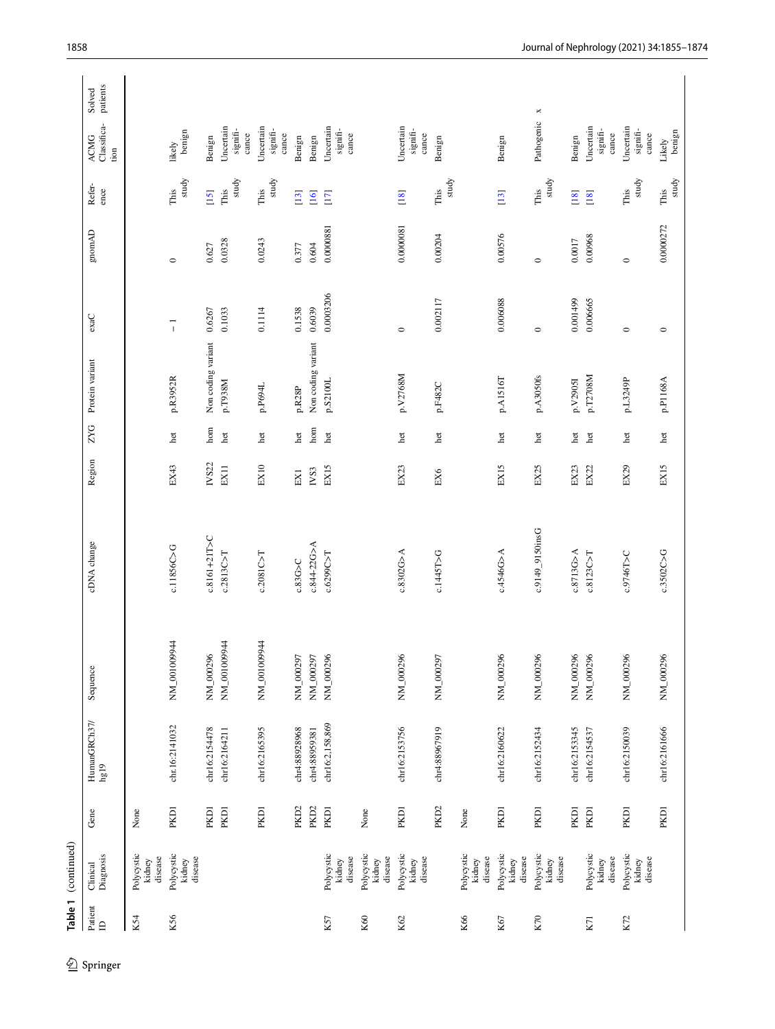**Table 1** (continued)

| Patient ID | Clinical Diagnosis | Gene | HumanGRCh37/hg19 | Sequence | cDNA change | Region | ZYG | Protein variant | exaC | gnomAD | Reference | ACMG Classification | Solved patients |
|---|---|---|---|---|---|---|---|---|---|---|---|---|---|
| K54 | Polycystic kidney disease | None | | | | | | | | | | | |
| K56 | Polycystic kidney disease | PKD1 | chr.16:2141032 | NM_001009944 | c.11856C>G | EX43 | het | p.R3952R | − 1 | 0 | This study | likely benign | |
| | | PKD1 | chr16:2154478 | NM_000296 | c.8161+21T>C | IVS22 | hom | Non coding variant | 0.6267 | 0.627 | [15] | Benign | |
| | | PKD1 | chr16:2164211 | NM_001009944 | c.2813C>T | EX11 | het | p.T938M | 0.1033 | 0.0328 | This study | Uncertain significance | |
| | | PKD1 | chr16:2165395 | NM_001009944 | c.2081C>T | EX10 | het | p.P694L | 0.1114 | 0.0243 | This study | Uncertain significance | |
| | | PKD2 | chr4:88928968 | NM_000297 | c.83G>C | EX1 | het | p.R28P | 0.1538 | 0.377 | [13] | Benign | |
| | | PKD2 | chr4:88959381 | NM_000297 | c.844-22G>A | IVS3 | hom | Non coding variant | 0.6039 | 0.604 | [16] | Benign | |
| K57 | Polycystic kidney disease | PKD1 | chr16:2.158.869 | NM_000296 | c.6299C>T | EX15 | het | p.S2100L | 0.0003206 | 0.0000881 | [17] | Uncertain significance | |
| K60 | Polycystic kidney disease | None | | | | | | | | | | | |
| K62 | Polycystic kidney disease | PKD1 | chr16:2153756 | NM_000296 | c.8302G>A | EX23 | het | p.V2768M | 0 | 0.0000081 | [18] | Uncertain significance | |
| | | PKD2 | chr4:88967919 | NM_000297 | c.1445T>G | EX6 | het | p.F482C | 0.002117 | 0.00204 | This study | Benign | |
| K66 | Polycystic kidney disease | None | | | | | | | | | | | |
| K67 | Polycystic kidney disease | PKD1 | chr16:2160622 | NM_000296 | c.4546G>A | EX15 | het | p.A1516T | 0.006088 | 0.00576 | [13] | Benign | |
| K70 | Polycystic kidney disease | PKD1 | chr16:2152434 | NM_000296 | c.9149_9150insG | EX25 | het | p.A3050fs | 0 | 0 | This study | Pathogenic | x |
| | | PKD1 | chr16:2153345 | NM_000296 | c.8713G>A | EX23 | het | p.V2905I | 0.001499 | 0.0017 | [18] | Benign | |
| K71 | Polycystic kidney disease | PKD1 | chr16:2154537 | NM_000296 | c.8123C>T | EX22 | het | p.T2708M | 0.006665 | 0.00968 | [18] | Uncertain significance | |
| K72 | Polycystic kidney disease | PKD1 | chr16:2150039 | NM_000296 | c.9746T>C | EX29 | het | p.L3249P | 0 | 0 | This study | Uncertain significance | |
| | | PKD1 | chr16:2161666 | NM_000296 | c.3502C>G | EX15 | het | p.P1168A | 0 | 0.0000272 | This study | Likely benign | |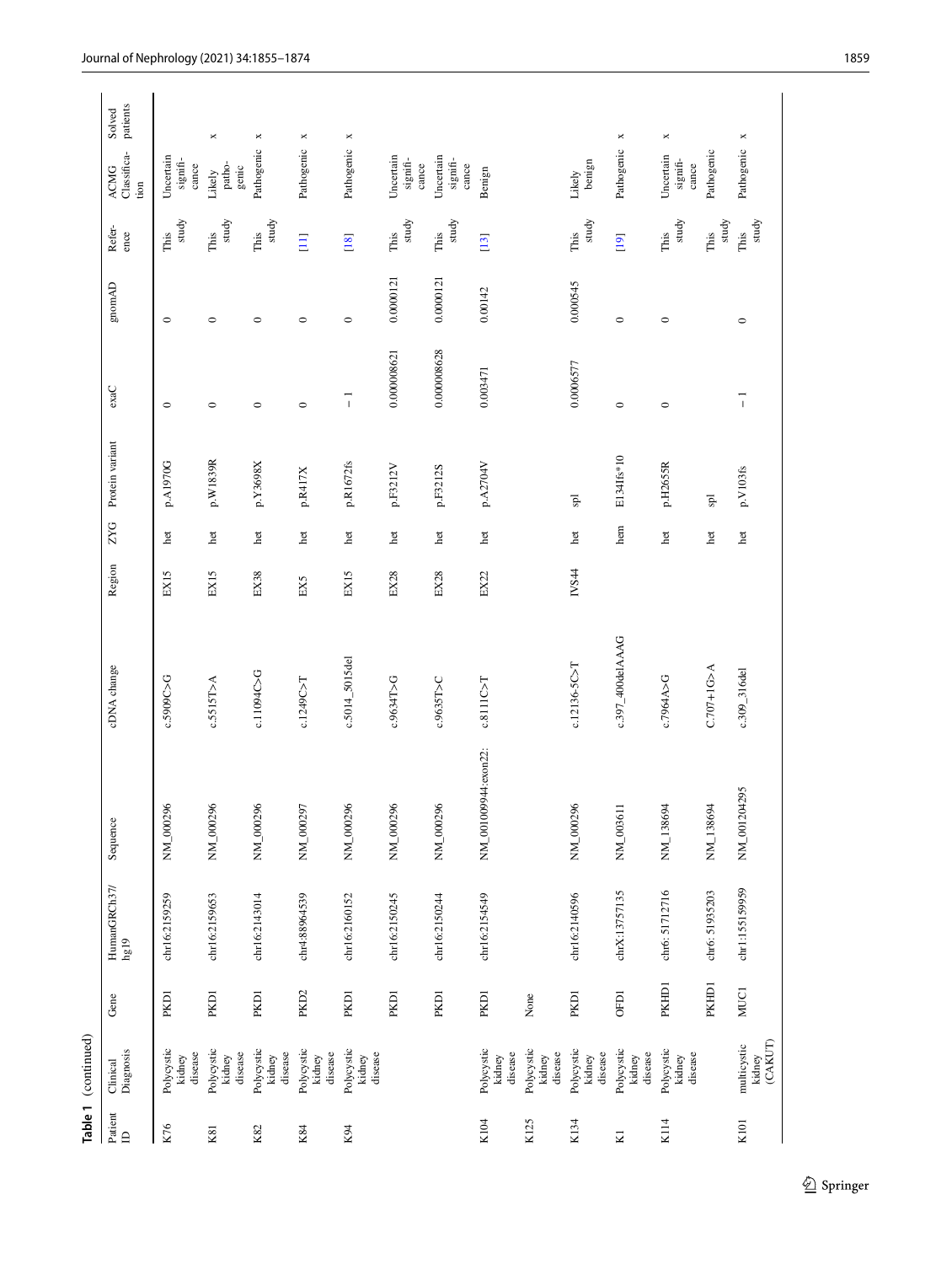**Table 1** (continued)

| Patient ID | Clinical Diagnosis | Gene | HumanGRCh37/hg19 | Sequence | cDNA change | Region | ZYG | Protein variant | exaC | gnomAD | Reference | ACMG Classification | Solved patients |
|---|---|---|---|---|---|---|---|---|---|---|---|---|---|
| K76 | Polycystic kidney disease | PKD1 | chr16:2159259 | NM_000296 | c.5909C>G | EX15 | het | p.A1970G | 0 | 0 | This study | Uncertain significance | |
| K81 | Polycystic kidney disease | PKD1 | chr16:2159653 | NM_000296 | c.5515T>A | EX15 | het | p.W1839R | 0 | 0 | This study | Likely pathogenic | x |
| K82 | Polycystic kidney disease | PKD1 | chr16:2143014 | NM_000296 | c.11094C>G | EX38 | het | p.Y3698X | 0 | 0 | This study | Pathogenic | x |
| K84 | Polycystic kidney disease | PKD2 | chr4:88964539 | NM_000297 | c.1249C>T | EX5 | het | p.R417X | 0 | 0 | [11] | Pathogenic | x |
| K94 | Polycystic kidney disease | PKD1 | chr16:2160152 | NM_000296 | c.5014_5015del | EX15 | het | p.R1672fs | −1 | 0 | [18] | Pathogenic | x |
| | | PKD1 | chr16:2150245 | NM_000296 | c.9634T>G | EX28 | het | p.F3212V | 0.000008621 | 0.0000121 | This study | Uncertain significance | |
| | | PKD1 | chr16:2150244 | NM_000296 | c.9635T>C | EX28 | het | p.F3212S | 0.000008628 | 0.0000121 | This study | Uncertain significance | |
| K104 | Polycystic kidney disease | PKD1 | chr16:2154549 | NM_001009944:exon22: | c.8111C>T | EX22 | het | p.A2704V | 0.003471 | 0.00142 | [13] | Benign | |
| K125 | Polycystic kidney disease | None | | | | | | | | | | | |
| K134 | Polycystic kidney disease | PKD1 | chr16:2140596 | NM_000296 | c.12136-5C>T | IVS44 | het | spl | 0.0006577 | 0.000545 | This study | Likely benign | |
| K1 | Polycystic kidney disease | OFD1 | chrX:13757135 | NM_003611 | c.397_400delAAAG | | hem | E134Ifs*10 | 0 | 0 | [19] | Pathogenic | x |
| K114 | Polycystic kidney disease | PKHD1 | chr6: 51712716 | NM_138694 | c.7964A>G | | het | p.H2655R | 0 | 0 | This study | Uncertain significance | x |
| | | PKHD1 | chr6: 51935203 | NM_138694 | C.707+1G>A | | het | spl | | | This study | Pathogenic | |
| K101 | multicystic kidney (CAKUT) | MUC1 | chr1:155159959 | NM_001204295 | c.309_316del | | het | p.V103fs | −1 | 0 | This study | Pathogenic | x |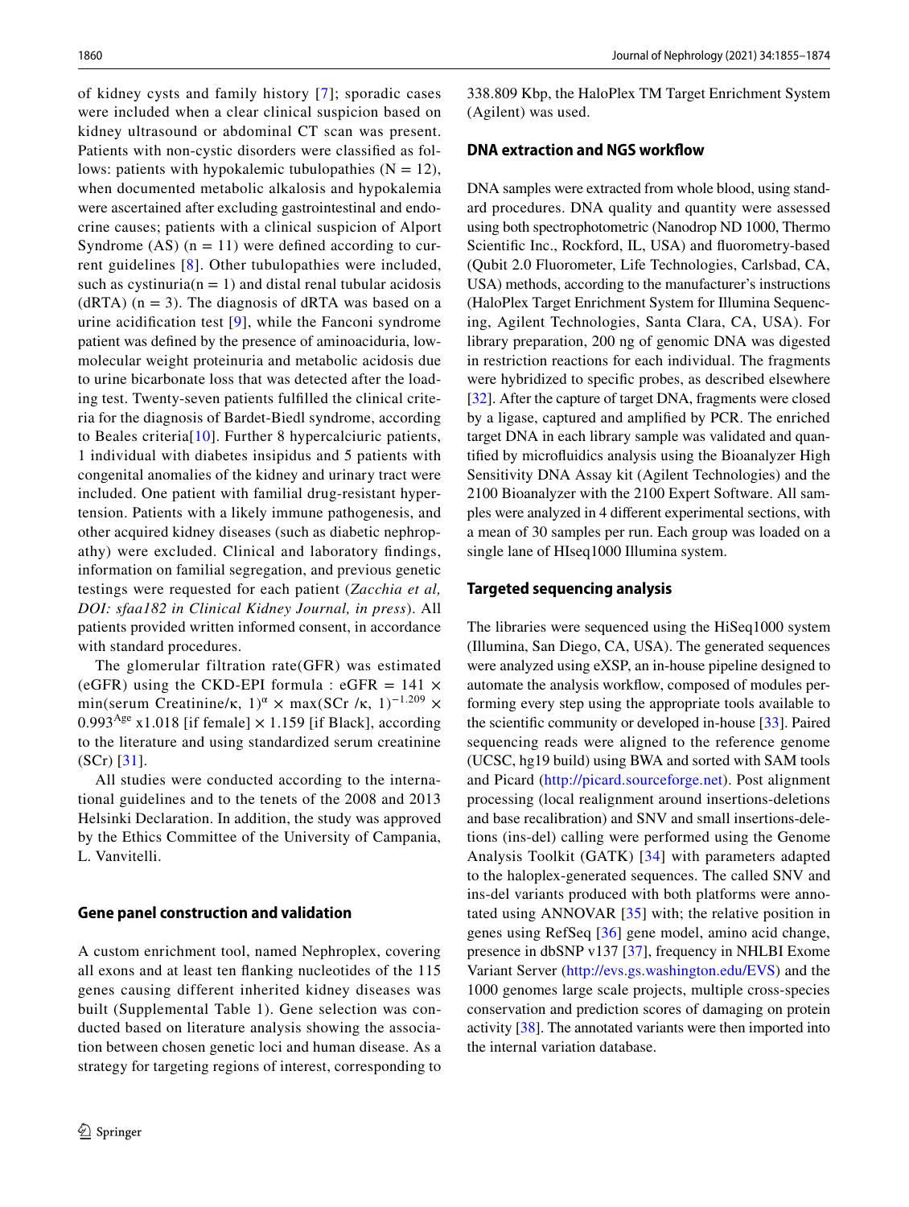of kidney cysts and family history [7]; sporadic cases were included when a clear clinical suspicion based on kidney ultrasound or abdominal CT scan was present. Patients with non-cystic disorders were classified as follows: patients with hypokalemic tubulopathies ($N = 12$), when documented metabolic alkalosis and hypokalemia were ascertained after excluding gastrointestinal and endocrine causes; patients with a clinical suspicion of Alport Syndrome (AS) ($n = 11$) were defined according to current guidelines [8]. Other tubulopathies were included, such as cystinuria($n = 1$) and distal renal tubular acidosis (dRTA) ($n = 3$). The diagnosis of dRTA was based on a urine acidification test [9], while the Fanconi syndrome patient was defined by the presence of aminoaciduria, low-molecular weight proteinuria and metabolic acidosis due to urine bicarbonate loss that was detected after the loading test. Twenty-seven patients fulfilled the clinical criteria for the diagnosis of Bardet-Biedl syndrome, according to Beales criteria[10]. Further 8 hypercalciuric patients, 1 individual with diabetes insipidus and 5 patients with congenital anomalies of the kidney and urinary tract were included. One patient with familial drug-resistant hypertension. Patients with a likely immune pathogenesis, and other acquired kidney diseases (such as diabetic nephropathy) were excluded. Clinical and laboratory findings, information on familial segregation, and previous genetic testings were requested for each patient (*Zacchia et al, DOI: sfaa182 in Clinical Kidney Journal, in press*). All patients provided written informed consent, in accordance with standard procedures.

The glomerular filtration rate(GFR) was estimated (eGFR) using the CKD-EPI formula : $eGFR = 141 \times \min(\text{serum Creatinine}/\kappa, 1)^{\alpha} \times \max(SCr/\kappa, 1)^{-1.209} \times 0.993^{Age}$ x1.018 [if female] $\times$ 1.159 [if Black], according to the literature and using standardized serum creatinine (SCr) [31].

All studies were conducted according to the international guidelines and to the tenets of the 2008 and 2013 Helsinki Declaration. In addition, the study was approved by the Ethics Committee of the University of Campania, L. Vanvitelli.

## Gene panel construction and validation

A custom enrichment tool, named Nephroplex, covering all exons and at least ten flanking nucleotides of the 115 genes causing different inherited kidney diseases was built (Supplemental Table 1). Gene selection was conducted based on literature analysis showing the association between chosen genetic loci and human disease. As a strategy for targeting regions of interest, corresponding to 338.809 Kbp, the HaloPlex TM Target Enrichment System (Agilent) was used.

## DNA extraction and NGS workflow

DNA samples were extracted from whole blood, using standard procedures. DNA quality and quantity were assessed using both spectrophotometric (Nanodrop ND 1000, Thermo Scientific Inc., Rockford, IL, USA) and fluorometry-based (Qubit 2.0 Fluorometer, Life Technologies, Carlsbad, CA, USA) methods, according to the manufacturer's instructions (HaloPlex Target Enrichment System for Illumina Sequencing, Agilent Technologies, Santa Clara, CA, USA). For library preparation, 200 ng of genomic DNA was digested in restriction reactions for each individual. The fragments were hybridized to specific probes, as described elsewhere [32]. After the capture of target DNA, fragments were closed by a ligase, captured and amplified by PCR. The enriched target DNA in each library sample was validated and quantified by microfluidics analysis using the Bioanalyzer High Sensitivity DNA Assay kit (Agilent Technologies) and the 2100 Bioanalyzer with the 2100 Expert Software. All samples were analyzed in 4 different experimental sections, with a mean of 30 samples per run. Each group was loaded on a single lane of HIseq1000 Illumina system.

## Targeted sequencing analysis

The libraries were sequenced using the HiSeq1000 system (Illumina, San Diego, CA, USA). The generated sequences were analyzed using eXSP, an in-house pipeline designed to automate the analysis workflow, composed of modules performing every step using the appropriate tools available to the scientific community or developed in-house [33]. Paired sequencing reads were aligned to the reference genome (UCSC, hg19 build) using BWA and sorted with SAM tools and Picard (http://picard.sourceforge.net). Post alignment processing (local realignment around insertions-deletions and base recalibration) and SNV and small insertions-deletions (ins-del) calling were performed using the Genome Analysis Toolkit (GATK) [34] with parameters adapted to the haloplex-generated sequences. The called SNV and ins-del variants produced with both platforms were annotated using ANNOVAR [35] with; the relative position in genes using RefSeq [36] gene model, amino acid change, presence in dbSNP v137 [37], frequency in NHLBI Exome Variant Server (http://evs.gs.washington.edu/EVS) and the 1000 genomes large scale projects, multiple cross-species conservation and prediction scores of damaging on protein activity [38]. The annotated variants were then imported into the internal variation database.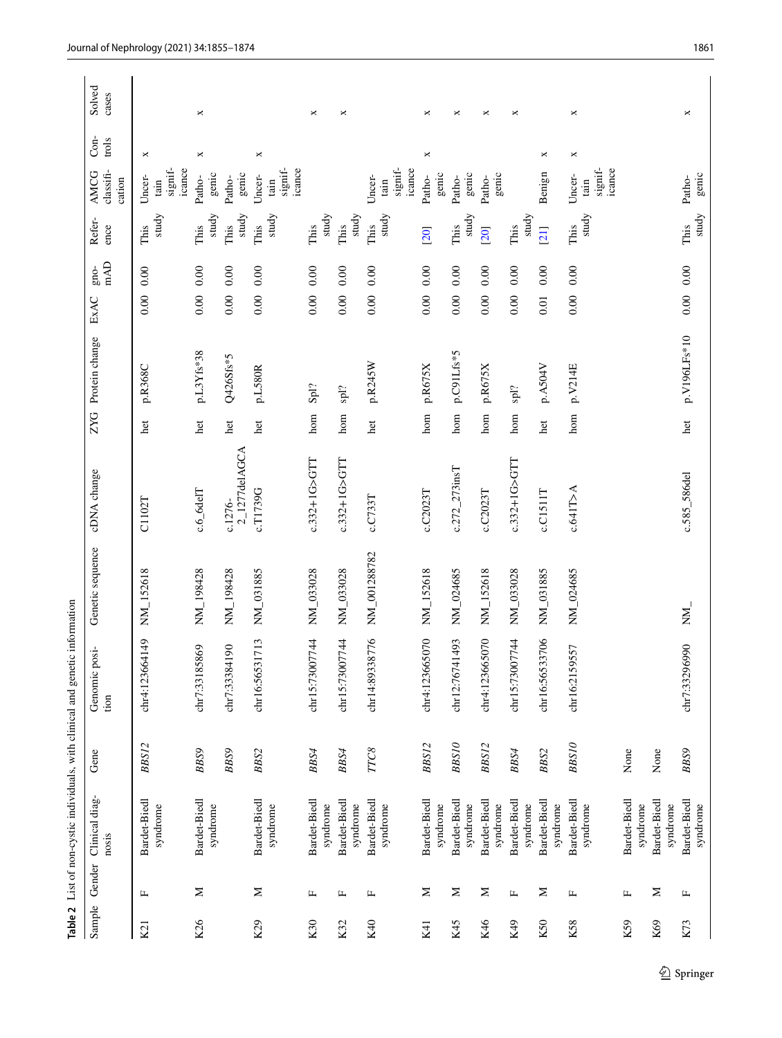**Table 2** List of non-cystic individuals, with clinical and genetic information

| Sample | Gender | Clinical diagnosis | Gene | Genomic position | Genetic sequence | cDNA change | ZYG | Protein change | ExAC | gnomAD | Reference | AMCG classification | Controls | Solved cases |
|---|---|---|---|---|---|---|---|---|---|---|---|---|---|---|
| K21 | F | Bardet-Biedl syndrome | *BBS12* | chr4:123664149 | NM_152618 | C1102T | het | p.R368C | 0.00 | 0.00 | This study | Uncertain significance | × | |
| K26 | M | Bardet-Biedl syndrome | *BBS9* | chr7:33185869 | NM_198428 | c.6_6delT | het | p.L3Yfs*38 | 0.00 | 0.00 | This study | Pathogenic | × | × |
| | | | *BBS9* | chr7:33384190 | NM_198428 | c.1276-2_1277delAGCA | het | Q426Sfs*5 | 0.00 | 0.00 | This study | Pathogenic | | |
| K29 | M | Bardet-Biedl syndrome | *BBS2* | chr16:56531713 | NM_031885 | c.T1739G | het | p.L580R | 0.00 | 0.00 | This study | Uncertain significance | × | |
| K30 | F | Bardet-Biedl syndrome | *BBS4* | chr15:73007744 | NM_033028 | c.332+1G>GTT | hom | Spl? | 0.00 | 0.00 | This study | | | × |
| K32 | F | Bardet-Biedl syndrome | *BBS4* | chr15:73007744 | NM_033028 | c.332+1G>GTT | hom | spl? | 0.00 | 0.00 | This study | | | × |
| K40 | F | Bardet-Biedl syndrome | *TTC8* | chr14:89338776 | NM_001288782 | c.C733T | het | p.R245W | 0.00 | 0.00 | This study | Uncertain significance | | |
| K41 | M | Bardet-Biedl syndrome | *BBS12* | chr4:123665070 | NM_152618 | c.C2023T | hom | p.R675X | 0.00 | 0.00 | [20] | Pathogenic | × | × |
| K45 | M | Bardet-Biedl syndrome | *BBS10* | chr12:76741493 | NM_024685 | c.272_273insT | hom | p.C91Lfs*5 | 0.00 | 0.00 | This study | Pathogenic | | × |
| K46 | M | Bardet-Biedl syndrome | *BBS12* | chr4:123665070 | NM_152618 | c.C2023T | hom | p.R675X | 0.00 | 0.00 | [20] | Pathogenic | | × |
| K49 | F | Bardet-Biedl syndrome | *BBS4* | chr15:73007744 | NM_033028 | c.332+1G>GTT | hom | spl? | 0.00 | 0.00 | This study | | | × |
| K50 | M | Bardet-Biedl syndrome | *BBS2* | chr16:56533706 | NM_031885 | c.C1511T | het | p.A504V | 0.01 | 0.00 | [21] | Benign | × | |
| K58 | F | Bardet-Biedl syndrome | *BBS10* | chr16:2159557 | NM_024685 | c.641T>A | hom | p.V214E | 0.00 | 0.00 | This study | Uncertain significance | × | × |
| K59 | F | Bardet-Biedl syndrome | None | | | | | | | | | | | |
| K69 | M | Bardet-Biedl syndrome | None | | | | | | | | | | | |
| K73 | F | Bardet-Biedl syndrome | *BBS9* | chr7:33296990 | NM_ | c.585_586del | het | p.V196LFs*10 | 0.00 | 0.00 | This study | Pathogenic | | × |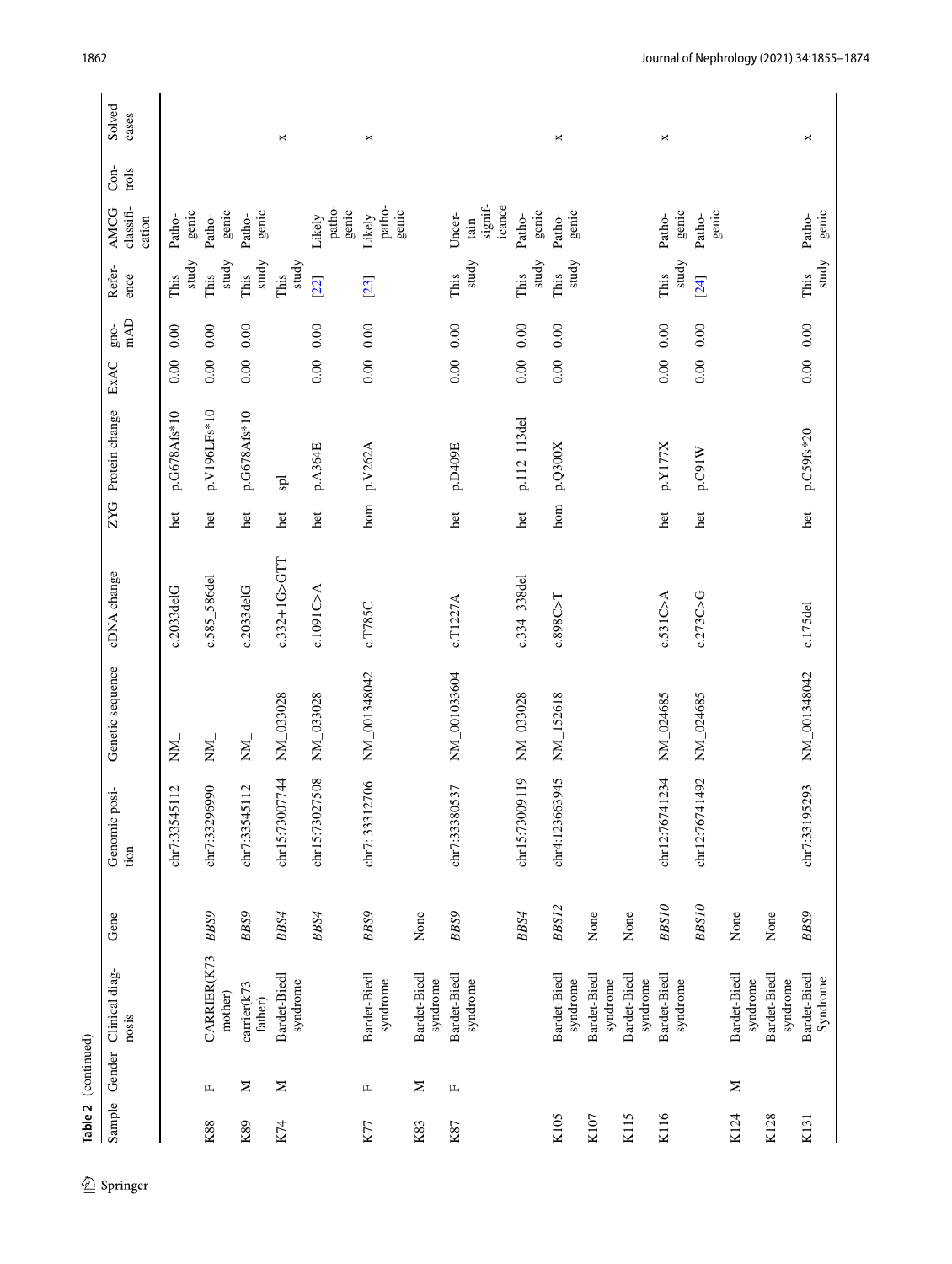**Table 2** (continued)

| Sample | Gender | Clinical diagnosis | Gene | Genomic position | Genetic sequence | cDNA change | ZYG | Protein change | ExAC | gnomAD | Reference | AMCG classification | Controls | Solved cases |
|---|---|---|---|---|---|---|---|---|---|---|---|---|---|---|
| | | | | chr7:33545112 | NM_ | c.2033delG | het | p.G678Afs*10 | 0.00 | 0.00 | This study | Pathogenic | | |
| K88 | F | CARRIER(K73 mother) | *BBS9* | chr7:33296990 | NM_ | c.585_586del | het | p.V196LFs*10 | 0.00 | 0.00 | This study | Pathogenic | | |
| K89 | M | carrier(k73 father) | *BBS9* | chr7:33545112 | NM_ | c.2033delG | het | p.G678Afs*10 | 0.00 | 0.00 | This study | Pathogenic | | |
| K74 | M | Bardet-Biedl syndrome | *BBS4* | chr15:73007744 | NM_033028 | c.332+1G>GTT | het | spl | | | This study | | | x |
| | | | *BBS4* | chr15:73027508 | NM_033028 | c.1091C>A | het | p.A364E | 0.00 | 0.00 | [22] | Likely pathogenic | | |
| K77 | F | Bardet-Biedl syndrome | *BBS9* | chr7: 33312706 | NM_001348042 | c.T785C | hom | p.V262A | 0.00 | 0.00 | [23] | Likely pathogenic | | x |
| K83 | M | Bardet-Biedl syndrome | None | | | | | | | | | | | |
| K87 | F | Bardet-Biedl syndrome | *BBS9* | chr7:33380537 | NM_001033604 | c.T1227A | het | p.D409E | 0.00 | 0.00 | This study | Uncertain significance | | |
| | | | *BBS4* | chr15:73009119 | NM_033028 | c.334_338del | het | p.112_113del | 0.00 | 0.00 | This study | Pathogenic | | |
| K105 | | Bardet-Biedl syndrome | *BBS12* | chr4:123663945 | NM_152618 | c.898C>T | hom | p.Q300X | 0.00 | 0.00 | This study | Pathogenic | | x |
| K107 | | Bardet-Biedl syndrome | None | | | | | | | | | | | |
| K115 | | Bardet-Biedl syndrome | None | | | | | | | | | | | |
| K116 | | Bardet-Biedl syndrome | *BBS10* | chr12:76741234 | NM_024685 | c.531C>A | het | p.Y177X | 0.00 | 0.00 | This study | Pathogenic | | x |
| | | | *BBS10* | chr12:76741492 | NM_024685 | c.273C>G | het | p.C91W | 0.00 | 0.00 | [24] | Pathogenic | | |
| K124 | M | Bardet-Biedl syndrome | None | | | | | | | | | | | |
| K128 | | Bardet-Biedl syndrome | None | | | | | | | | | | | |
| K131 | | Bardet-Biedl Syndrome | *BBS9* | chr7:33195293 | NM_001348042 | c.175del | het | p.C59fs*20 | 0.00 | 0.00 | This study | Pathogenic | | x |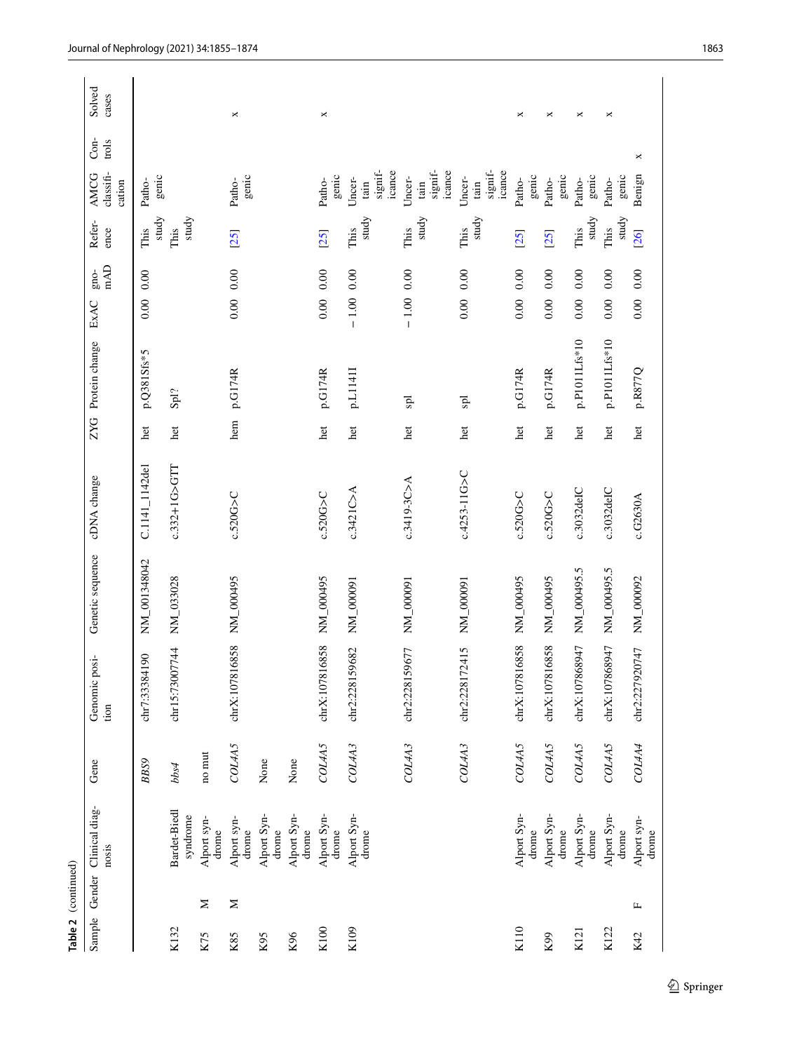**Table 2** (continued)

| Sample | Gender | Clinical diagnosis | Gene | Genomic position | Genetic sequence | cDNA change | ZYG | Protein change | ExAC | gnomAD | Reference | AMCG classification | Controls | Solved cases |
|---|---|---|---|---|---|---|---|---|---|---|---|---|---|---|
| | | | *BBS9* | chr7:33384190 | NM_001348042 | C.1141_1142del | het | p.Q381Sfs*5 | 0.00 | 0.00 | This study | Pathogenic | | |
| K132 | | Bardet-Biedl syndrome | *bbs4* | chr15:73007744 | NM_033028 | c.332+1G>GTT | het | Spl? | | | This study | | | |
| K75 | M | Alport syndrome | no mut | | | | | | | | | | | |
| K85 | M | Alport syndrome | *COL4A5* | chrX:107816858 | NM_000495 | c.520G>C | hem | p.G174R | 0.00 | 0.00 | [25] | Pathogenic | | x |
| K95 | | Alport Syndrome | None | | | | | | | | | | | |
| K96 | | Alport Syndrome | None | | | | | | | | | | | |
| K100 | | Alport Syndrome | *COL4A5* | chrX:107816858 | NM_000495 | c.520G>C | het | p.G174R | 0.00 | 0.00 | [25] | Pathogenic | | x |
| K109 | | Alport Syndrome | *COL4A3* | chr2:228159682 | NM_000091 | c.3421C>A | het | p.L1141I | −1.00 | 0.00 | This study | Uncertain significance | | |
| | | | *COL4A3* | chr2:228159677 | NM_000091 | c.3419-3C>A | het | spl | −1.00 | 0.00 | This study | Uncertain significance | | |
| | | | *COL4A3* | chr2:228172415 | NM_000091 | c.4253-11G>C | het | spl | 0.00 | 0.00 | This study | Uncertain significance | | |
| K110 | | Alport Syndrome | *COL4A5* | chrX:107816858 | NM_000495 | c.520G>C | het | p.G174R | 0.00 | 0.00 | [25] | Pathogenic | | x |
| K99 | | Alport Syndrome | *COL4A5* | chrX:107816858 | NM_000495 | c.520G>C | het | p.G174R | 0.00 | 0.00 | [25] | Pathogenic | | x |
| K121 | | Alport Syndrome | *COL4A5* | chrX:107868947 | NM_000495.5 | c.3032delC | het | p.P1011Lfs*10 | 0.00 | 0.00 | This study | Pathogenic | | x |
| K122 | | Alport Syndrome | *COL4A5* | chrX:107868947 | NM_000495.5 | c.3032delC | het | p.P1011Lfs*10 | 0.00 | 0.00 | This study | Pathogenic | | x |
| K42 | F | Alport syndrome | *COL4A4* | chr2:227920747 | NM_000092 | c.G2630A | het | p.R877Q | 0.00 | 0.00 | [26] | Benign | x | |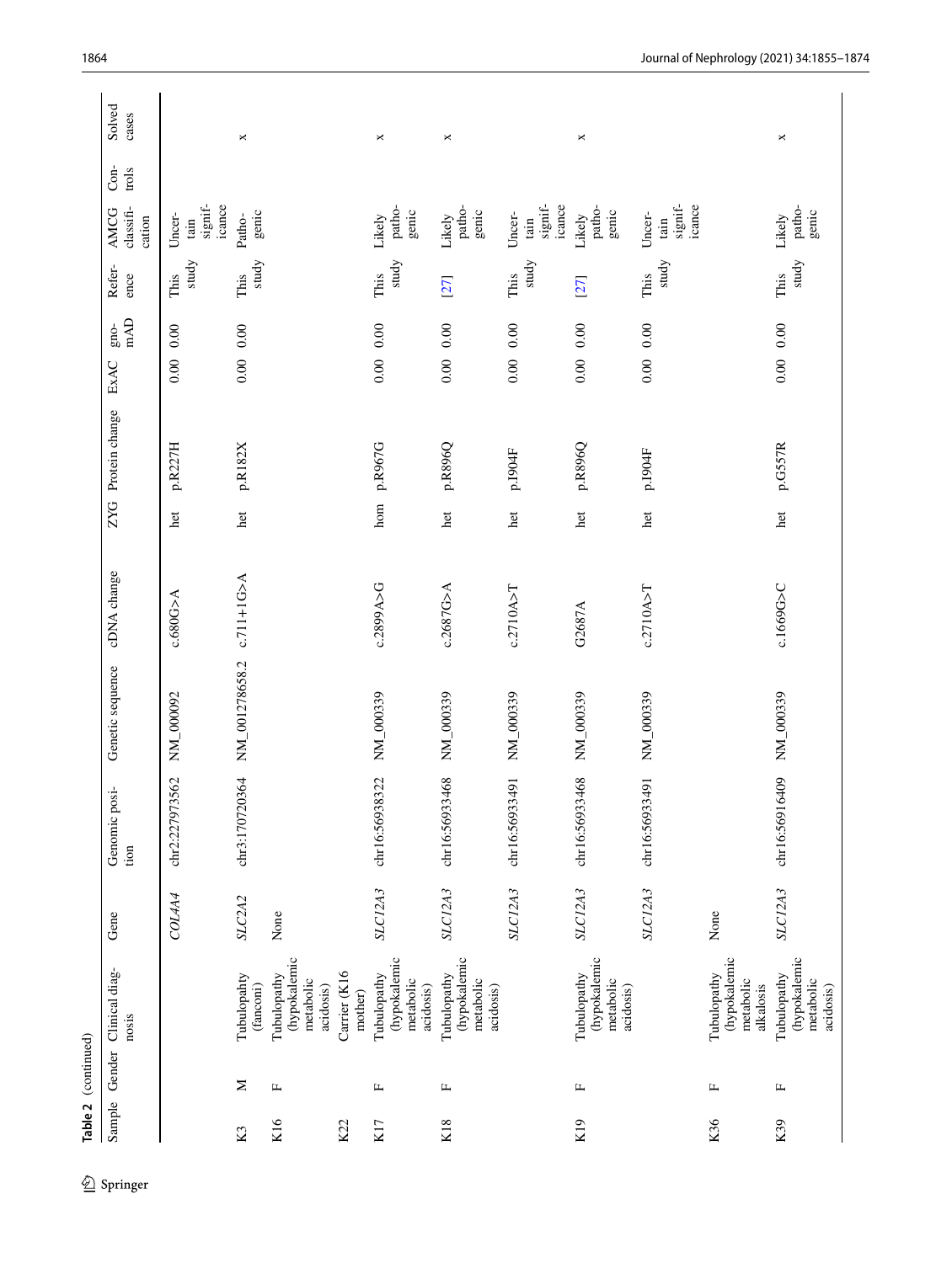**Table 2** (continued)

| Sample | Gender | Clinical diagnosis | Gene | Genomic position | Genetic sequence | cDNA change | ZYG | Protein change | ExAC | gnomAD | Reference | AMCG classification | Controls | Solved cases |
|---|---|---|---|---|---|---|---|---|---|---|---|---|---|---|
| | | | *COL4A4* | chr2:227973562 | NM_000092 | c.680G>A | het | p.R227H | 0.00 | 0.00 | This study | Uncertain significance | | |
| K3 | M | Tubulopahty (fanconi) | *SLC2A2* | chr3:170720364 | NM_001278658.2 | c.711+1G>A | het | p.R182X | 0.00 | 0.00 | This study | Pathogenic | | x |
| K16 | F | Tubulopathy (hypokalemic metabolic acidosis) | None | | | | | | | | | | | |
| K22 | | Carrier (K16 mother) | | | | | | | | | | | | |
| K17 | F | Tubulopathy (hypokalemic metabolic acidosis) | *SLC12A3* | chr16:56938322 | NM_000339 | c.2899A>G | hom | p.R967G | 0.00 | 0.00 | This study | Likely pathogenic | | x |
| K18 | F | Tubulopathy (hypokalemic metabolic acidosis) | *SLC12A3* | chr16:56933468 | NM_000339 | c.2687G>A | het | p.R896Q | 0.00 | 0.00 | [27] | Likely pathogenic | | x |
| | | | *SLC12A3* | chr16:56933491 | NM_000339 | c.2710A>T | het | p.I904F | 0.00 | 0.00 | This study | Uncertain significance | | |
| K19 | F | Tubulopathy (hypokalemic metabolic acidosis) | *SLC12A3* | chr16:56933468 | NM_000339 | G2687A | het | p.R896Q | 0.00 | 0.00 | [27] | Likely pathogenic | | x |
| | | | *SLC12A3* | chr16:56933491 | NM_000339 | c.2710A>T | het | p.I904F | 0.00 | 0.00 | This study | Uncertain significance | | |
| K36 | F | Tubulopathy (hypokalemic metabolic alkalosis | None | | | | | | | | | | | |
| K39 | F | Tubulopathy (hypokalemic metabolic acidosis) | *SLC12A3* | chr16:56916409 | NM_000339 | c.1669G>C | het | p.G557R | 0.00 | 0.00 | This study | Likely pathogenic | | x |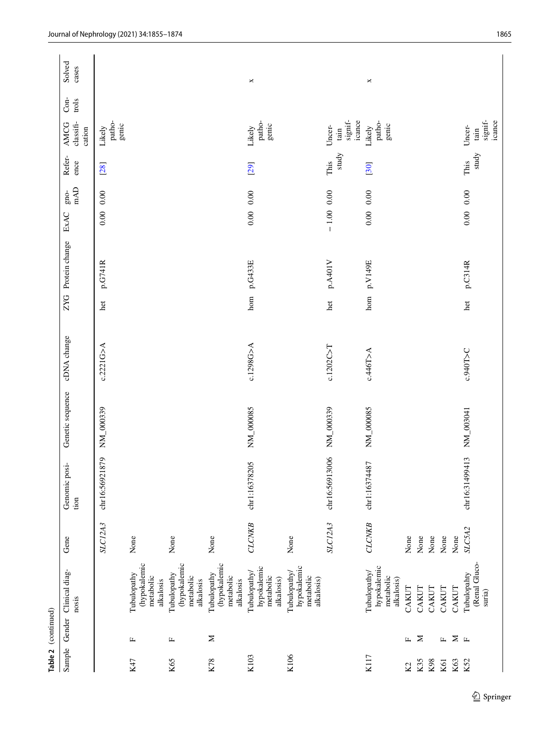**Table 2** (continued)

| Sample | Gender | Clinical diagnosis | Gene | Genomic position | Genetic sequence | cDNA change | ZYG | Protein change | ExAC | gnomAD | Reference | AMCG classification | Controls | Solved cases |
|---|---|---|---|---|---|---|---|---|---|---|---|---|---|---|
| | | | *SLC12A3* | chr16:56921879 | NM_000339 | c.2221G>A | het | p.G741R | 0.00 | 0.00 | [28] | Likely pathogenic | | |
| K47 | F | Tubulopathy (hypokalemic metabolic alkalosis | None | | | | | | | | | | | |
| K65 | F | Tubulopathy (hypokalemic metabolic alkalosis | None | | | | | | | | | | | |
| K78 | M | Tubulopathy (hypokalemic metabolic alkalosis | None | | | | | | | | | | | |
| K103 | | Tubulopathy/hypokalemic metabolic alkalosis) | *CLCNKB* | chr1:16378205 | NM_000085 | c.1298G>A | hom | p.G433E | 0.00 | 0.00 | [29] | Likely pathogenic | | x |
| K106 | | Tubulopathy/hypokalemic metabolic alkalosis) | None | | | | | | | | | | | |
| | | | *SLC12A3* | chr16:56913006 | NM_000339 | c.1202C>T | het | p.A401V | − 1.00 | 0.00 | This study | Uncertain significance | | |
| K117 | | Tubulopathy/hypokalemic metabolic alkalosis) | *CLCNKB* | chr1:16374487 | NM_000085 | c.446T>A | hom | p.V149E | 0.00 | 0.00 | [30] | Likely pathogenic | | x |
| K2 | F | CAKUT | None | | | | | | | | | | | |
| K35 | M | CAKUT | None | | | | | | | | | | | |
| K98 | | CAKUT | None | | | | | | | | | | | |
| K61 | F | CAKUT | None | | | | | | | | | | | |
| K63 | M | CAKUT | None | | | | | | | | | | | |
| K52 | F | Tubulopahty (Renal Glucosuria) | *SLC5A2* | chr16:31499413 | NM_003041 | c.940T>C | het | p.C314R | 0.00 | 0.00 | This study | Uncertain significance | | |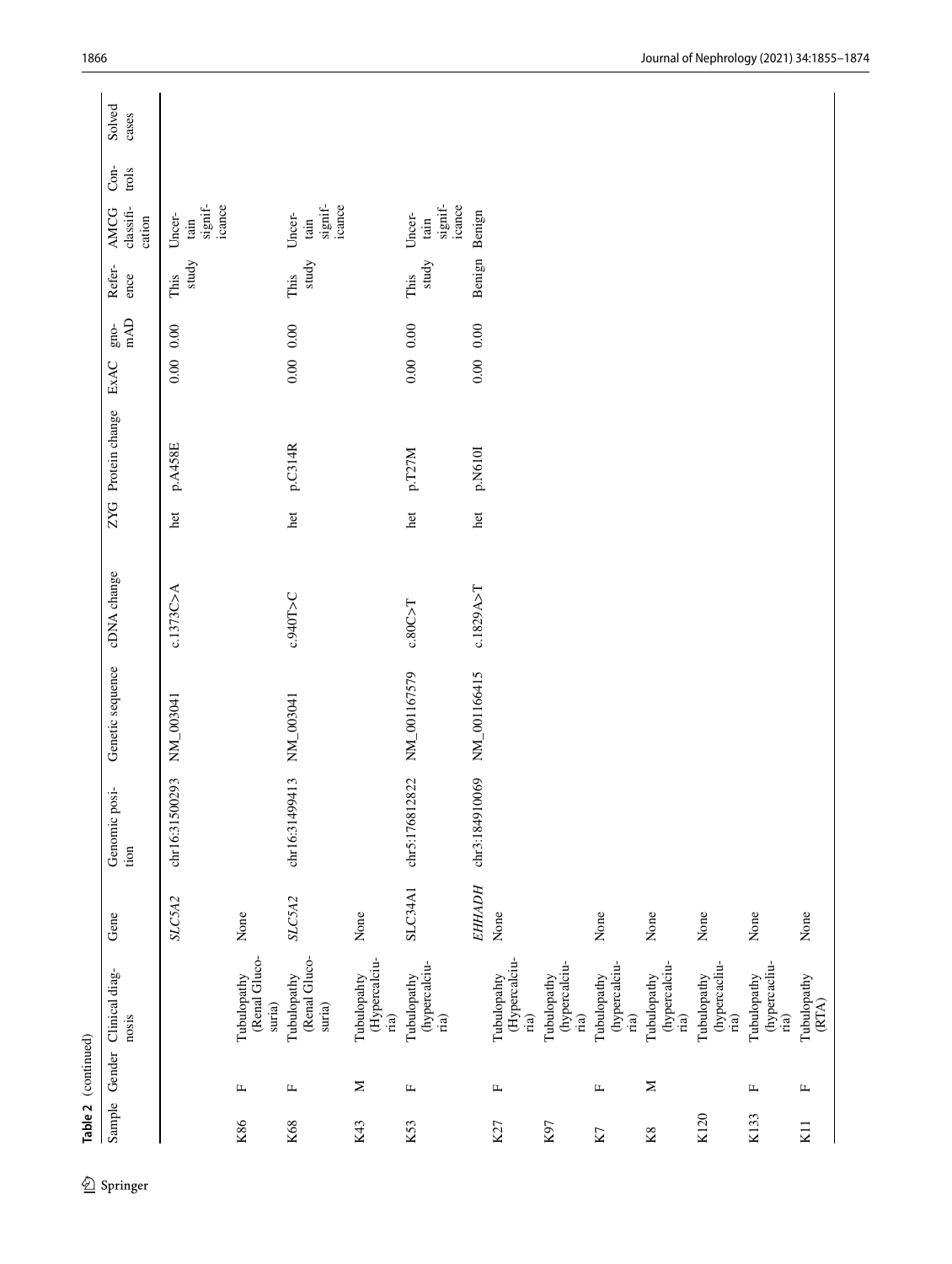**Table 2** (continued)

| Sample | Gender | Clinical diagnosis | Gene | Genomic position | Genetic sequence | cDNA change | ZYG | Protein change | ExAC | gnomAD | Reference | AMCG classification | Controls | Solved cases |
|---|---|---|---|---|---|---|---|---|---|---|---|---|---|---|
| | | | *SLC5A2* | chr16:31500293 | NM_003041 | c.1373C>A | het | p.A458E | 0.00 | 0.00 | This study | Uncertain significance | | |
| K86 | F | Tubulopathy (Renal Glucosuria) | None | | | | | | | | | | | |
| K68 | F | Tubulopathy (Renal Glucosuria) | *SLC5A2* | chr16:31499413 | NM_003041 | c.940T>C | het | p.C314R | 0.00 | 0.00 | This study | Uncertain significance | | |
| K43 | M | Tubulopahty (Hypercalciuria) | None | | | | | | | | | | | |
| K53 | F | Tubulopathy (hypercalciuria) | SLC34A1 | chr5:176812822 | NM_001167579 | c.80C>T | het | p.T27M | 0.00 | 0.00 | This study | Uncertain significance | | |
| | | | *EHHADH* | chr3:184910069 | NM_001166415 | c.1829A>T | het | p.N610I | 0.00 | 0.00 | Benign | Benign | | |
| K27 | F | Tubulopahty (Hypercalciuria) | None | | | | | | | | | | | |
| K97 | | Tubulopathy (hypercalciuria) | | | | | | | | | | | | |
| K7 | F | Tubulopathy (hypercalciuria) | None | | | | | | | | | | | |
| K8 | M | Tubulopathy (hypercalciuria) | None | | | | | | | | | | | |
| K120 | | Tubulopathy (hypercacliuria) | None | | | | | | | | | | | |
| K133 | F | Tubulopathy (hypercacliuria) | None | | | | | | | | | | | |
| K11 | F | Tubulopathy (RTA) | None | | | | | | | | | | | |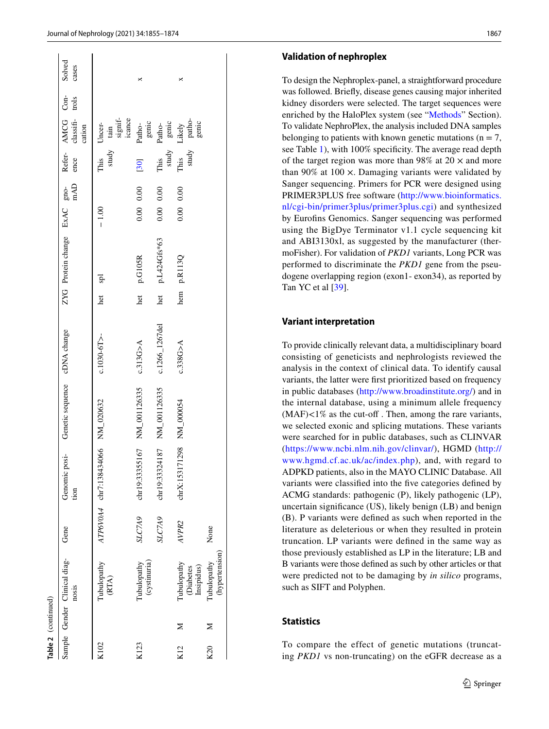**Table 2** (continued)

| Sample | Gender | Clinical diagnosis | Gene | Genomic position | Genetic sequence | cDNA change | ZYG | Protein change | ExAC | gnomAD | Reference | AMCG classification | Controls | Solved cases |
|---|---|---|---|---|---|---|---|---|---|---|---|---|---|---|
| K102 | | Tubulopathy (RTA) | *ATP6V0A4* | chr7:138434066 | NM_020632 | c.1030-6T>- | het | spl | − 1.00 | | This study | Uncertain significance | | |
| K123 | | Tubulopathy (cystinuria) | *SLC7A9* | chr19:33355167 | NM_001126335 | c.313G>A | het | p.G105R | 0.00 | 0.00 | [30] | Pathogenic | | x |
| | | | *SLC7A9* | chr19:33324187 | NM_001126335 | c.1266_1267del | het | p.L424Gfs*63 | 0.00 | 0.00 | This study | Pathogenic | | |
| K12 | M | Tubulopathy (Diabetes Insipidus) | *AVPR2* | chrX:153171298 | NM_000054 | c.338G>A | hem | p.R113Q | 0.00 | 0.00 | This study | Likely pathogenic | | x |
| K20 | M | Tubulopathy (hypertension) | None | | | | | | | | | | | |

### Validation of nephroplex

To design the Nephroplex-panel, a straightforward procedure was followed. Briefly, disease genes causing major inherited kidney disorders were selected. The target sequences were enriched by the HaloPlex system (see "Methods" Section). To validate NephroPlex, the analysis included DNA samples belonging to patients with known genetic mutations (n = 7, see Table 1), with 100% specificity. The average read depth of the target region was more than 98% at 20 × and more than 90% at 100 ×. Damaging variants were validated by Sanger sequencing. Primers for PCR were designed using PRIMER3PLUS free software (http://www.bioinformatics.nl/cgi-bin/primer3plus/primer3plus.cgi) and synthesized by Eurofins Genomics. Sanger sequencing was performed using the BigDye Terminator v1.1 cycle sequencing kit and ABI3130xl, as suggested by the manufacturer (thermoFisher). For validation of *PKD1* variants, Long PCR was performed to discriminate the *PKD1* gene from the pseudogene overlapping region (exon1- exon34), as reported by Tan YC et al [39].

### Variant interpretation

To provide clinically relevant data, a multidisciplinary board consisting of geneticists and nephrologists reviewed the analysis in the context of clinical data. To identify causal variants, the latter were first prioritized based on frequency in public databases (http://www.broadinstitute.org/) and in the internal database, using a minimum allele frequency (MAF)<1% as the cut-off . Then, among the rare variants, we selected exonic and splicing mutations. These variants were searched for in public databases, such as CLINVAR (https://www.ncbi.nlm.nih.gov/clinvar/), HGMD (http://www.hgmd.cf.ac.uk/ac/index.php), and, with regard to ADPKD patients, also in the MAYO CLINIC Database. All variants were classified into the five categories defined by ACMG standards: pathogenic (P), likely pathogenic (LP), uncertain significance (US), likely benign (LB) and benign (B). P variants were defined as such when reported in the literature as deleterious or when they resulted in protein truncation. LP variants were defined in the same way as those previously established as LP in the literature; LB and B variants were those defined as such by other articles or that were predicted not to be damaging by *in silico* programs, such as SIFT and Polyphen.

### Statistics

To compare the effect of genetic mutations (truncating *PKD1* vs non-truncating) on the eGFR decrease as a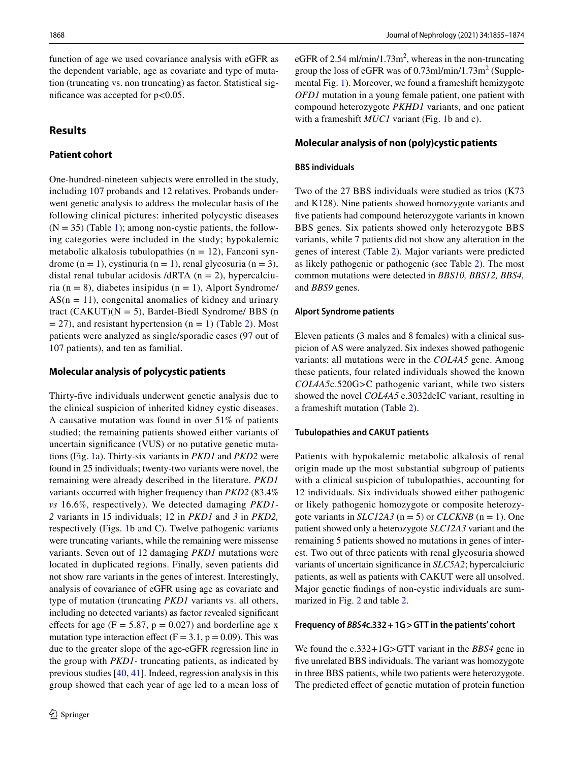function of age we used covariance analysis with eGFR as the dependent variable, age as covariate and type of mutation (truncating vs. non truncating) as factor. Statistical significance was accepted for $p<0.05$.

## Results

### Patient cohort

One-hundred-nineteen subjects were enrolled in the study, including 107 probands and 12 relatives. Probands underwent genetic analysis to address the molecular basis of the following clinical pictures: inherited polycystic diseases (N = 35) (Table 1); among non-cystic patients, the following categories were included in the study; hypokalemic metabolic alkalosis tubulopathies (n = 12), Fanconi syndrome (n = 1), cystinuria (n = 1), renal glycosuria (n = 3), distal renal tubular acidosis /dRTA (n = 2), hypercalciuria (n = 8), diabetes insipidus (n = 1), Alport Syndrome/ AS(n = 11), congenital anomalies of kidney and urinary tract (CAKUT)(N = 5), Bardet-Biedl Syndrome/ BBS (n = 27), and resistant hypertension (n = 1) (Table 2). Most patients were analyzed as single/sporadic cases (97 out of 107 patients), and ten as familial.

### Molecular analysis of polycystic patients

Thirty-five individuals underwent genetic analysis due to the clinical suspicion of inherited kidney cystic diseases. A causative mutation was found in over 51% of patients studied; the remaining patients showed either variants of uncertain significance (VUS) or no putative genetic mutations (Fig. 1a). Thirty-six variants in *PKD1* and *PKD2* were found in 25 individuals; twenty-two variants were novel, the remaining were already described in the literature. *PKD1* variants occurred with higher frequency than *PKD2* (83.4% *vs* 16.6%, respectively). We detected damaging *PKD1-2* variants in 15 individuals; 12 in *PKD1* and *3* in *PKD2,* respectively (Figs. 1b and C). Twelve pathogenic variants were truncating variants, while the remaining were missense variants. Seven out of 12 damaging *PKD1* mutations were located in duplicated regions. Finally, seven patients did not show rare variants in the genes of interest. Interestingly, analysis of covariance of eGFR using age as covariate and type of mutation (truncating *PKD1* variants vs. all others, including no detected variants) as factor revealed significant effects for age ($F = 5.87$, $p = 0.027$) and borderline age x mutation type interaction effect ($F = 3.1$, $p = 0.09$). This was due to the greater slope of the age-eGFR regression line in the group with *PKD1*- truncating patients, as indicated by previous studies [40, 41]. Indeed, regression analysis in this group showed that each year of age led to a mean loss of eGFR of 2.54 ml/min/1.73m$^2$, whereas in the non-truncating group the loss of eGFR was of 0.73ml/min/1.73m$^2$ (Supplemental Fig. 1). Moreover, we found a frameshift hemizygote *OFD1* mutation in a young female patient, one patient with compound heterozygote *PKHD1* variants, and one patient with a frameshift *MUC1* variant (Fig. 1b and c).

### Molecular analysis of non (poly)cystic patients

#### BBS individuals

Two of the 27 BBS individuals were studied as trios (K73 and K128). Nine patients showed homozygote variants and five patients had compound heterozygote variants in known BBS genes. Six patients showed only heterozygote BBS variants, while 7 patients did not show any alteration in the genes of interest (Table 2). Major variants were predicted as likely pathogenic or pathogenic (see Table 2). The most common mutations were detected in *BBS10, BBS12, BBS4,* and *BBS9* genes.

#### Alport Syndrome patients

Eleven patients (3 males and 8 females) with a clinical suspicion of AS were analyzed. Six indexes showed pathogenic variants: all mutations were in the *COL4A5* gene. Among these patients, four related individuals showed the known *COL4A5*c.520G>C pathogenic variant, while two sisters showed the novel *COL4A5* c.3032deIC variant, resulting in a frameshift mutation (Table 2).

#### Tubulopathies and CAKUT patients

Patients with hypokalemic metabolic alkalosis of renal origin made up the most substantial subgroup of patients with a clinical suspicion of tubulopathies, accounting for 12 individuals. Six individuals showed either pathogenic or likely pathogenic homozygote or composite heterozygote variants in *SLC12A3* (n = 5) or *CLCKNB* (n = 1). One patient showed only a heterozygote *SLC12A3* variant and the remaining 5 patients showed no mutations in genes of interest. Two out of three patients with renal glycosuria showed variants of uncertain significance in *SLC5A2*; hypercalciuric patients, as well as patients with CAKUT were all unsolved. Major genetic findings of non-cystic individuals are summarized in Fig. 2 and table 2.

#### Frequency of *BBS4*c.332 + 1G > GTT in the patients' cohort

We found the c.332+1G>GTT variant in the *BBS4* gene in five unrelated BBS individuals. The variant was homozygote in three BBS patients, while two patients were heterozygote. The predicted effect of genetic mutation of protein function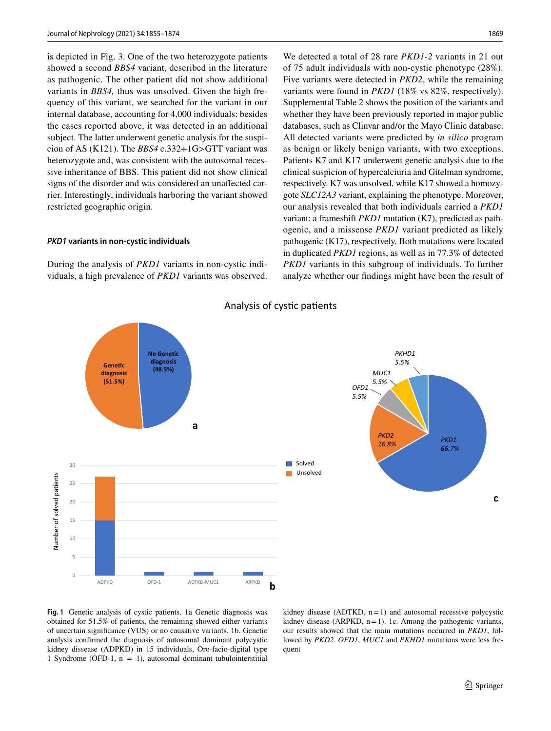is depicted in Fig. 3. One of the two heterozygote patients showed a second *BBS4* variant, described in the literature as pathogenic. The other patient did not show additional variants in *BBS4,* thus was unsolved. Given the high frequency of this variant, we searched for the variant in our internal database, accounting for 4,000 individuals: besides the cases reported above, it was detected in an additional subject. The latter underwent genetic analysis for the suspicion of AS (K121). The *BBS4* c.332+1G>GTT variant was heterozygote and, was consistent with the autosomal recessive inheritance of BBS. This patient did not show clinical signs of the disorder and was considered an unaffected carrier. Interestingly, individuals harboring the variant showed restricted geographic origin.

### *PKD1* variants in non-cystic individuals

During the analysis of *PKD1* variants in non-cystic individuals, a high prevalence of *PKD1* variants was observed. We detected a total of 28 rare *PKD1-2* variants in 21 out of 75 adult individuals with non-cystic phenotype (28%). Five variants were detected in *PKD2*, while the remaining variants were found in *PKD1* (18% vs 82%, respectively). Supplemental Table 2 shows the position of the variants and whether they have been previously reported in major public databases, such as Clinvar and/or the Mayo Clinic database. All detected variants were predicted by *in silico* program as benign or likely benign variants, with two exceptions. Patients K7 and K17 underwent genetic analysis due to the clinical suspicion of hypercalciuria and Gitelman syndrome, respectively. K7 was unsolved, while K17 showed a homozygote *SLC12A3* variant, explaining the phenotype. Moreover, our analysis revealed that both individuals carried a *PKD1* variant: a frameshift *PKD1* mutation (K7), predicted as pathogenic, and a missense *PKD1* variant predicted as likely pathogenic (K17), respectively. Both mutations were located in duplicated *PKD1* regions, as well as in 77.3% of detected *PKD1* variants in this subgroup of individuals. To further analyze whether our findings might have been the result of

**Fig. 1** Genetic analysis of cystic patients. 1a Genetic diagnosis was obtained for 51.5% of patients, the remaining showed either variants of uncertain significance (VUS) or no causative variants. 1b. Genetic analysis confirmed the diagnosis of autosomal dominant polycystic kidney dissease (ADPKD) in 15 individuals, Oro-facio-digital type 1 Syndrome (OFD-1, n = 1), autosomal dominant tubulointerstitial kidney disease (ADTKD, n = 1) and autosomal recessive polycystic kidney disease (ARPKD, n = 1). 1c. Among the pathogenic variants, our results showed that the main mutations occurred in *PKD1*, followed by *PKD2*. *OFD1*, *MUC1* and *PKHD1* mutations were less frequent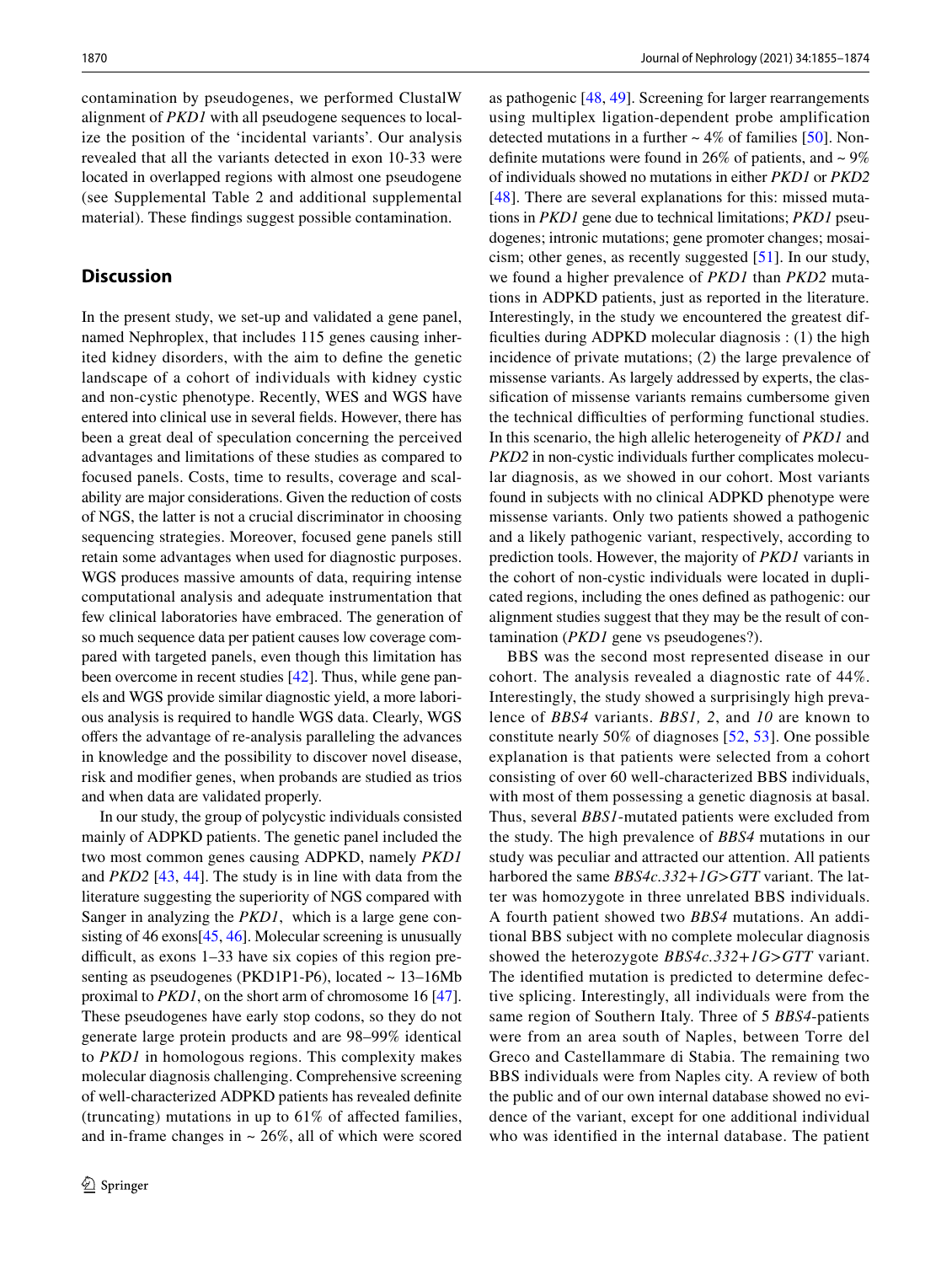contamination by pseudogenes, we performed ClustalW alignment of *PKD1* with all pseudogene sequences to localize the position of the 'incidental variants'. Our analysis revealed that all the variants detected in exon 10-33 were located in overlapped regions with almost one pseudogene (see Supplemental Table 2 and additional supplemental material). These findings suggest possible contamination.

## Discussion

In the present study, we set-up and validated a gene panel, named Nephroplex, that includes 115 genes causing inherited kidney disorders, with the aim to define the genetic landscape of a cohort of individuals with kidney cystic and non-cystic phenotype. Recently, WES and WGS have entered into clinical use in several fields. However, there has been a great deal of speculation concerning the perceived advantages and limitations of these studies as compared to focused panels. Costs, time to results, coverage and scalability are major considerations. Given the reduction of costs of NGS, the latter is not a crucial discriminator in choosing sequencing strategies. Moreover, focused gene panels still retain some advantages when used for diagnostic purposes. WGS produces massive amounts of data, requiring intense computational analysis and adequate instrumentation that few clinical laboratories have embraced. The generation of so much sequence data per patient causes low coverage compared with targeted panels, even though this limitation has been overcome in recent studies [42]. Thus, while gene panels and WGS provide similar diagnostic yield, a more laborious analysis is required to handle WGS data. Clearly, WGS offers the advantage of re-analysis paralleling the advances in knowledge and the possibility to discover novel disease, risk and modifier genes, when probands are studied as trios and when data are validated properly.

In our study, the group of polycystic individuals consisted mainly of ADPKD patients. The genetic panel included the two most common genes causing ADPKD, namely *PKD1* and *PKD2* [43, 44]. The study is in line with data from the literature suggesting the superiority of NGS compared with Sanger in analyzing the *PKD1*, which is a large gene consisting of 46 exons[45, 46]. Molecular screening is unusually difficult, as exons 1–33 have six copies of this region presenting as pseudogenes (PKD1P1-P6), located ~ 13–16Mb proximal to *PKD1*, on the short arm of chromosome 16 [47]. These pseudogenes have early stop codons, so they do not generate large protein products and are 98–99% identical to *PKD1* in homologous regions. This complexity makes molecular diagnosis challenging. Comprehensive screening of well-characterized ADPKD patients has revealed definite (truncating) mutations in up to 61% of affected families, and in-frame changes in ~ 26%, all of which were scored as pathogenic [48, 49]. Screening for larger rearrangements using multiplex ligation-dependent probe amplification detected mutations in a further ~ 4% of families [50]. Non-definite mutations were found in 26% of patients, and ~ 9% of individuals showed no mutations in either *PKD1* or *PKD2* [48]. There are several explanations for this: missed mutations in *PKD1* gene due to technical limitations; *PKD1* pseudogenes; intronic mutations; gene promoter changes; mosaicism; other genes, as recently suggested [51]. In our study, we found a higher prevalence of *PKD1* than *PKD2* mutations in ADPKD patients, just as reported in the literature. Interestingly, in the study we encountered the greatest difficulties during ADPKD molecular diagnosis : (1) the high incidence of private mutations; (2) the large prevalence of missense variants. As largely addressed by experts, the classification of missense variants remains cumbersome given the technical difficulties of performing functional studies. In this scenario, the high allelic heterogeneity of *PKD1* and *PKD2* in non-cystic individuals further complicates molecular diagnosis, as we showed in our cohort. Most variants found in subjects with no clinical ADPKD phenotype were missense variants. Only two patients showed a pathogenic and a likely pathogenic variant, respectively, according to prediction tools. However, the majority of *PKD1* variants in the cohort of non-cystic individuals were located in duplicated regions, including the ones defined as pathogenic: our alignment studies suggest that they may be the result of contamination (*PKD1* gene vs pseudogenes?).

BBS was the second most represented disease in our cohort. The analysis revealed a diagnostic rate of 44%. Interestingly, the study showed a surprisingly high prevalence of *BBS4* variants. *BBS1, 2*, and *10* are known to constitute nearly 50% of diagnoses [52, 53]. One possible explanation is that patients were selected from a cohort consisting of over 60 well-characterized BBS individuals, with most of them possessing a genetic diagnosis at basal. Thus, several *BBS1*-mutated patients were excluded from the study. The high prevalence of *BBS4* mutations in our study was peculiar and attracted our attention. All patients harbored the same *BBS4c.332+1G>GTT* variant. The latter was homozygote in three unrelated BBS individuals. A fourth patient showed two *BBS4* mutations. An additional BBS subject with no complete molecular diagnosis showed the heterozygote *BBS4c.332+1G>GTT* variant. The identified mutation is predicted to determine defective splicing. Interestingly, all individuals were from the same region of Southern Italy. Three of 5 *BBS4*-patients were from an area south of Naples, between Torre del Greco and Castellammare di Stabia. The remaining two BBS individuals were from Naples city. A review of both the public and of our own internal database showed no evidence of the variant, except for one additional individual who was identified in the internal database. The patient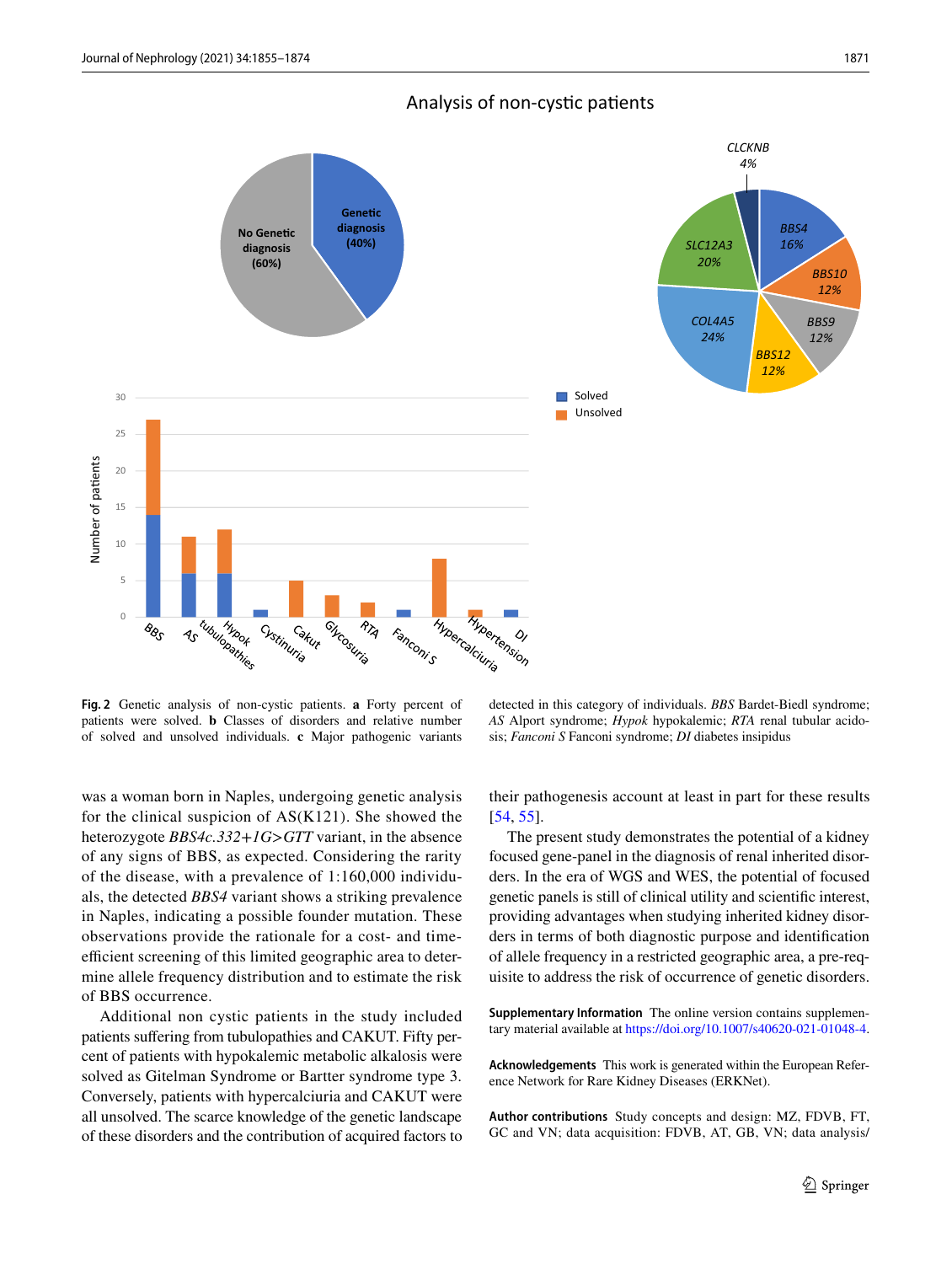**Fig. 2** Genetic analysis of non-cystic patients. **a** Forty percent of patients were solved. **b** Classes of disorders and relative number of solved and unsolved individuals. **c** Major pathogenic variants detected in this category of individuals. *BBS* Bardet-Biedl syndrome; *AS* Alport syndrome; *Hypok* hypokalemic; *RTA* renal tubular acidosis; *Fanconi S* Fanconi syndrome; *DI* diabetes insipidus

was a woman born in Naples, undergoing genetic analysis for the clinical suspicion of AS(K121). She showed the heterozygote *BBS4c.332+1G>GTT* variant, in the absence of any signs of BBS, as expected. Considering the rarity of the disease, with a prevalence of 1:160,000 individuals, the detected *BBS4* variant shows a striking prevalence in Naples, indicating a possible founder mutation. These observations provide the rationale for a cost- and time-efficient screening of this limited geographic area to determine allele frequency distribution and to estimate the risk of BBS occurrence.

Additional non cystic patients in the study included patients suffering from tubulopathies and CAKUT. Fifty percent of patients with hypokalemic metabolic alkalosis were solved as Gitelman Syndrome or Bartter syndrome type 3. Conversely, patients with hypercalciuria and CAKUT were all unsolved. The scarce knowledge of the genetic landscape of these disorders and the contribution of acquired factors to their pathogenesis account at least in part for these results [54, 55].

The present study demonstrates the potential of a kidney focused gene-panel in the diagnosis of renal inherited disorders. In the era of WGS and WES, the potential of focused genetic panels is still of clinical utility and scientific interest, providing advantages when studying inherited kidney disorders in terms of both diagnostic purpose and identification of allele frequency in a restricted geographic area, a pre-requisite to address the risk of occurrence of genetic disorders.

**Supplementary Information** The online version contains supplementary material available at https://doi.org/10.1007/s40620-021-01048-4.

**Acknowledgements** This work is generated within the European Reference Network for Rare Kidney Diseases (ERKNet).

**Author contributions** Study concepts and design: MZ, FDVB, FT, GC and VN; data acquisition: FDVB, AT, GB, VN; data analysis/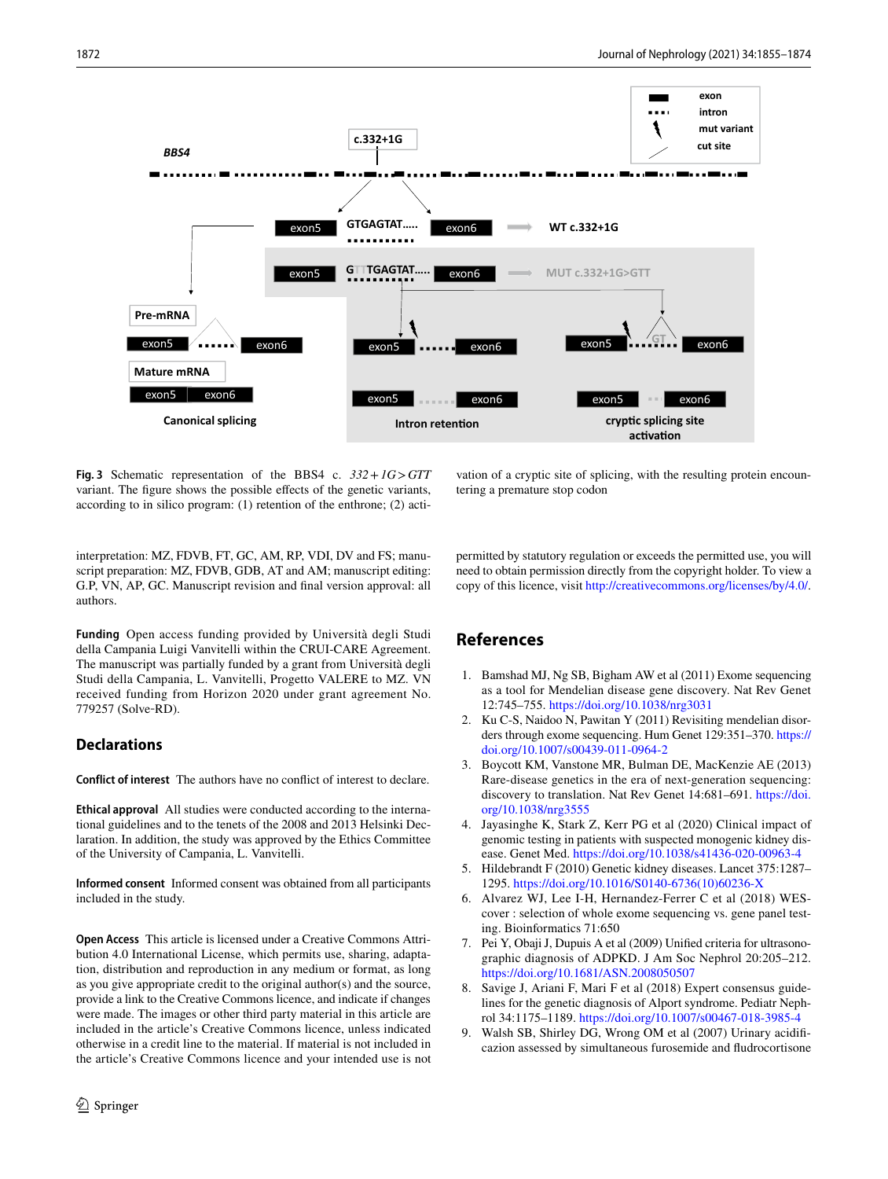**Fig. 3** Schematic representation of the BBS4 c. $332+1G>GTT$ variant. The figure shows the possible effects of the genetic variants, according to in silico program: (1) retention of the enthrone; (2) activation of a cryptic site of splicing, with the resulting protein encountering a premature stop codon

interpretation: MZ, FDVB, FT, GC, AM, RP, VDI, DV and FS; manuscript preparation: MZ, FDVB, GDB, AT and AM; manuscript editing: G.P, VN, AP, GC. Manuscript revision and final version approval: all authors.

**Funding** Open access funding provided by Università degli Studi della Campania Luigi Vanvitelli within the CRUI-CARE Agreement. The manuscript was partially funded by a grant from Università degli Studi della Campania, L. Vanvitelli, Progetto VALERE to MZ. VN received funding from Horizon 2020 under grant agreement No. 779257 (Solve-RD).

## Declarations

**Conflict of interest** The authors have no conflict of interest to declare.

**Ethical approval** All studies were conducted according to the international guidelines and to the tenets of the 2008 and 2013 Helsinki Declaration. In addition, the study was approved by the Ethics Committee of the University of Campania, L. Vanvitelli.

**Informed consent** Informed consent was obtained from all participants included in the study.

**Open Access** This article is licensed under a Creative Commons Attribution 4.0 International License, which permits use, sharing, adaptation, distribution and reproduction in any medium or format, as long as you give appropriate credit to the original author(s) and the source, provide a link to the Creative Commons licence, and indicate if changes were made. The images or other third party material in this article are included in the article's Creative Commons licence, unless indicated otherwise in a credit line to the material. If material is not included in the article's Creative Commons licence and your intended use is not permitted by statutory regulation or exceeds the permitted use, you will need to obtain permission directly from the copyright holder. To view a copy of this licence, visit http://creativecommons.org/licenses/by/4.0/.

## References

1. Bamshad MJ, Ng SB, Bigham AW et al (2011) Exome sequencing as a tool for Mendelian disease gene discovery. Nat Rev Genet 12:745–755. https://doi.org/10.1038/nrg3031
2. Ku C-S, Naidoo N, Pawitan Y (2011) Revisiting mendelian disorders through exome sequencing. Hum Genet 129:351–370. https://doi.org/10.1007/s00439-011-0964-2
3. Boycott KM, Vanstone MR, Bulman DE, MacKenzie AE (2013) Rare-disease genetics in the era of next-generation sequencing: discovery to translation. Nat Rev Genet 14:681–691. https://doi.org/10.1038/nrg3555
4. Jayasinghe K, Stark Z, Kerr PG et al (2020) Clinical impact of genomic testing in patients with suspected monogenic kidney disease. Genet Med. https://doi.org/10.1038/s41436-020-00963-4
5. Hildebrandt F (2010) Genetic kidney diseases. Lancet 375:1287–1295. https://doi.org/10.1016/S0140-6736(10)60236-X
6. Alvarez WJ, Lee I-H, Hernandez-Ferrer C et al (2018) WES-cover : selection of whole exome sequencing vs. gene panel testing. Bioinformatics 71:650
7. Pei Y, Obaji J, Dupuis A et al (2009) Unified criteria for ultrasonographic diagnosis of ADPKD. J Am Soc Nephrol 20:205–212. https://doi.org/10.1681/ASN.2008050507
8. Savige J, Ariani F, Mari F et al (2018) Expert consensus guidelines for the genetic diagnosis of Alport syndrome. Pediatr Nephrol 34:1175–1189. https://doi.org/10.1007/s00467-018-3985-4
9. Walsh SB, Shirley DG, Wrong OM et al (2007) Urinary acidificazion assessed by simultaneous furosemide and fludrocortisone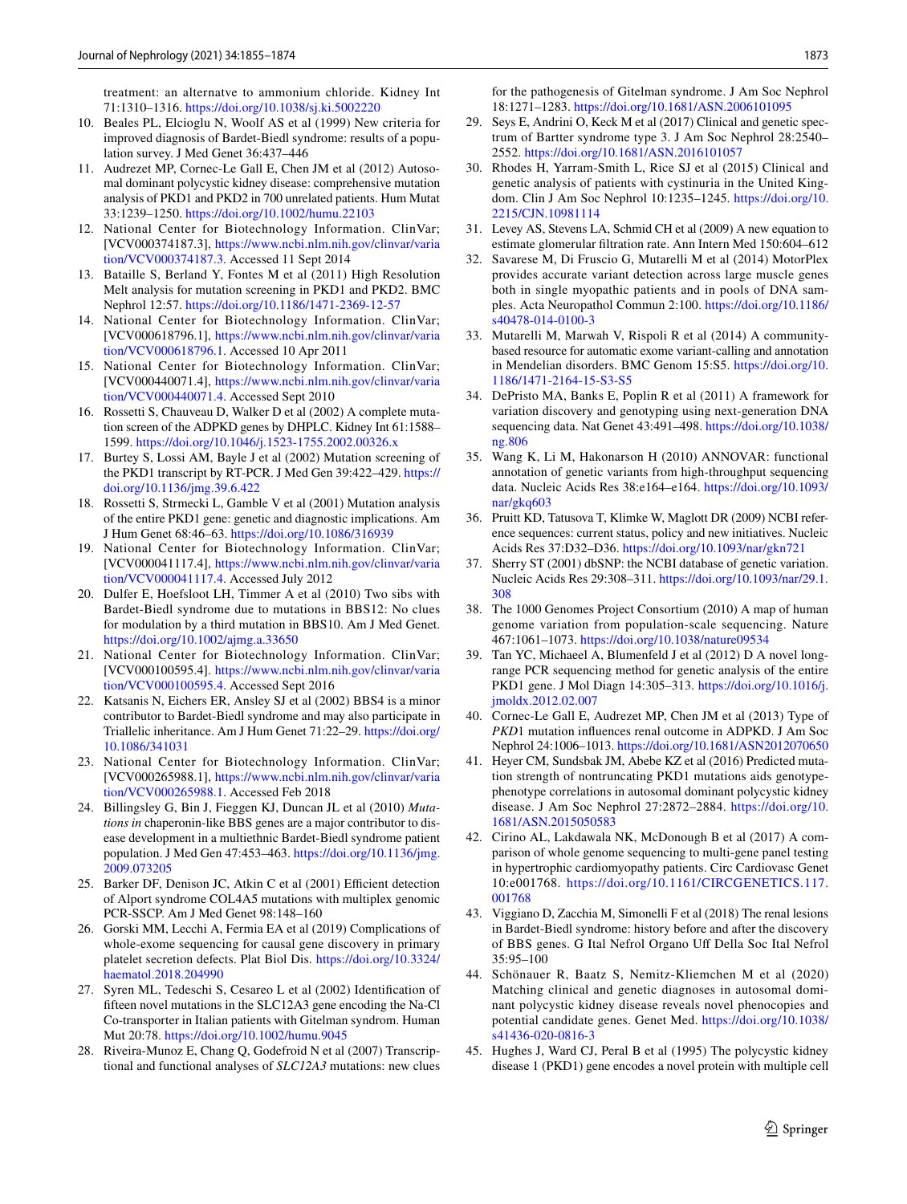treatment: an alternatve to ammonium chloride. Kidney Int 71:1310–1316. https://doi.org/10.1038/sj.ki.5002220

10. Beales PL, Elcioglu N, Woolf AS et al (1999) New criteria for improved diagnosis of Bardet-Biedl syndrome: results of a population survey. J Med Genet 36:437–446
11. Audrezet MP, Cornec-Le Gall E, Chen JM et al (2012) Autosomal dominant polycystic kidney disease: comprehensive mutation analysis of PKD1 and PKD2 in 700 unrelated patients. Hum Mutat 33:1239–1250. https://doi.org/10.1002/humu.22103
12. National Center for Biotechnology Information. ClinVar; [VCV000374187.3], https://www.ncbi.nlm.nih.gov/clinvar/variation/VCV000374187.3. Accessed 11 Sept 2014
13. Bataille S, Berland Y, Fontes M et al (2011) High Resolution Melt analysis for mutation screening in PKD1 and PKD2. BMC Nephrol 12:57. https://doi.org/10.1186/1471-2369-12-57
14. National Center for Biotechnology Information. ClinVar; [VCV000618796.1], https://www.ncbi.nlm.nih.gov/clinvar/variation/VCV000618796.1. Accessed 10 Apr 2011
15. National Center for Biotechnology Information. ClinVar; [VCV000440071.4], https://www.ncbi.nlm.nih.gov/clinvar/variation/VCV000440071.4. Accessed Sept 2010
16. Rossetti S, Chauveau D, Walker D et al (2002) A complete mutation screen of the ADPKD genes by DHPLC. Kidney Int 61:1588–1599. https://doi.org/10.1046/j.1523-1755.2002.00326.x
17. Burtey S, Lossi AM, Bayle J et al (2002) Mutation screening of the PKD1 transcript by RT-PCR. J Med Gen 39:422–429. https://doi.org/10.1136/jmg.39.6.422
18. Rossetti S, Strmecki L, Gamble V et al (2001) Mutation analysis of the entire PKD1 gene: genetic and diagnostic implications. Am J Hum Genet 68:46–63. https://doi.org/10.1086/316939
19. National Center for Biotechnology Information. ClinVar; [VCV000041117.4], https://www.ncbi.nlm.nih.gov/clinvar/variation/VCV000041117.4. Accessed July 2012
20. Dulfer E, Hoefsloot LH, Timmer A et al (2010) Two sibs with Bardet-Biedl syndrome due to mutations in BBS12: No clues for modulation by a third mutation in BBS10. Am J Med Genet. https://doi.org/10.1002/ajmg.a.33650
21. National Center for Biotechnology Information. ClinVar; [VCV000100595.4]. https://www.ncbi.nlm.nih.gov/clinvar/variation/VCV000100595.4. Accessed Sept 2016
22. Katsanis N, Eichers ER, Ansley SJ et al (2002) BBS4 is a minor contributor to Bardet-Biedl syndrome and may also participate in Triallelic inheritance. Am J Hum Genet 71:22–29. https://doi.org/10.1086/341031
23. National Center for Biotechnology Information. ClinVar; [VCV000265988.1], https://www.ncbi.nlm.nih.gov/clinvar/variation/VCV000265988.1. Accessed Feb 2018
24. Billingsley G, Bin J, Fieggen KJ, Duncan JL et al (2010) *Mutations in* chaperonin-like BBS genes are a major contributor to disease development in a multiethnic Bardet-Biedl syndrome patient population. J Med Gen 47:453–463. https://doi.org/10.1136/jmg.2009.073205
25. Barker DF, Denison JC, Atkin C et al (2001) Efficient detection of Alport syndrome COL4A5 mutations with multiplex genomic PCR-SSCP. Am J Med Genet 98:148–160
26. Gorski MM, Lecchi A, Fermia EA et al (2019) Complications of whole-exome sequencing for causal gene discovery in primary platelet secretion defects. Plat Biol Dis. https://doi.org/10.3324/haematol.2018.204990
27. Syren ML, Tedeschi S, Cesareo L et al (2002) Identification of fifteen novel mutations in the SLC12A3 gene encoding the Na-Cl Co-transporter in Italian patients with Gitelman syndrom. Human Mut 20:78. https://doi.org/10.1002/humu.9045
28. Riveira-Munoz E, Chang Q, Godefroid N et al (2007) Transcriptional and functional analyses of *SLC12A3* mutations: new clues for the pathogenesis of Gitelman syndrome. J Am Soc Nephrol 18:1271–1283. https://doi.org/10.1681/ASN.2006101095
29. Seys E, Andrini O, Keck M et al (2017) Clinical and genetic spectrum of Bartter syndrome type 3. J Am Soc Nephrol 28:2540–2552. https://doi.org/10.1681/ASN.2016101057
30. Rhodes H, Yarram-Smith L, Rice SJ et al (2015) Clinical and genetic analysis of patients with cystinuria in the United Kingdom. Clin J Am Soc Nephrol 10:1235–1245. https://doi.org/10.2215/CJN.10981114
31. Levey AS, Stevens LA, Schmid CH et al (2009) A new equation to estimate glomerular filtration rate. Ann Intern Med 150:604–612
32. Savarese M, Di Fruscio G, Mutarelli M et al (2014) MotorPlex provides accurate variant detection across large muscle genes both in single myopathic patients and in pools of DNA samples. Acta Neuropathol Commun 2:100. https://doi.org/10.1186/s40478-014-0100-3
33. Mutarelli M, Marwah V, Rispoli R et al (2014) A community-based resource for automatic exome variant-calling and annotation in Mendelian disorders. BMC Genom 15:S5. https://doi.org/10.1186/1471-2164-15-S3-S5
34. DePristo MA, Banks E, Poplin R et al (2011) A framework for variation discovery and genotyping using next-generation DNA sequencing data. Nat Genet 43:491–498. https://doi.org/10.1038/ng.806
35. Wang K, Li M, Hakonarson H (2010) ANNOVAR: functional annotation of genetic variants from high-throughput sequencing data. Nucleic Acids Res 38:e164–e164. https://doi.org/10.1093/nar/gkq603
36. Pruitt KD, Tatusova T, Klimke W, Maglott DR (2009) NCBI reference sequences: current status, policy and new initiatives. Nucleic Acids Res 37:D32–D36. https://doi.org/10.1093/nar/gkn721
37. Sherry ST (2001) dbSNP: the NCBI database of genetic variation. Nucleic Acids Res 29:308–311. https://doi.org/10.1093/nar/29.1.308
38. The 1000 Genomes Project Consortium (2010) A map of human genome variation from population-scale sequencing. Nature 467:1061–1073. https://doi.org/10.1038/nature09534
39. Tan YC, Michaeel A, Blumenfeld J et al (2012) D A novel long-range PCR sequencing method for genetic analysis of the entire PKD1 gene. J Mol Diagn 14:305–313. https://doi.org/10.1016/j.jmoldx.2012.02.007
40. Cornec-Le Gall E, Audrezet MP, Chen JM et al (2013) Type of *PKD*1 mutation influences renal outcome in ADPKD. J Am Soc Nephrol 24:1006–1013. https://doi.org/10.1681/ASN2012070650
41. Heyer CM, Sundsbak JM, Abebe KZ et al (2016) Predicted mutation strength of nontruncating PKD1 mutations aids genotype-phenotype correlations in autosomal dominant polycystic kidney disease. J Am Soc Nephrol 27:2872–2884. https://doi.org/10.1681/ASN.2015050583
42. Cirino AL, Lakdawala NK, McDonough B et al (2017) A comparison of whole genome sequencing to multi-gene panel testing in hypertrophic cardiomyopathy patients. Circ Cardiovasc Genet 10:e001768. https://doi.org/10.1161/CIRCGENETICS.117.001768
43. Viggiano D, Zacchia M, Simonelli F et al (2018) The renal lesions in Bardet-Biedl syndrome: history before and after the discovery of BBS genes. G Ital Nefrol Organo Uff Della Soc Ital Nefrol 35:95–100
44. Schönauer R, Baatz S, Nemitz-Kliemchen M et al (2020) Matching clinical and genetic diagnoses in autosomal dominant polycystic kidney disease reveals novel phenocopies and potential candidate genes. Genet Med. https://doi.org/10.1038/s41436-020-0816-3
45. Hughes J, Ward CJ, Peral B et al (1995) The polycystic kidney disease 1 (PKD1) gene encodes a novel protein with multiple cell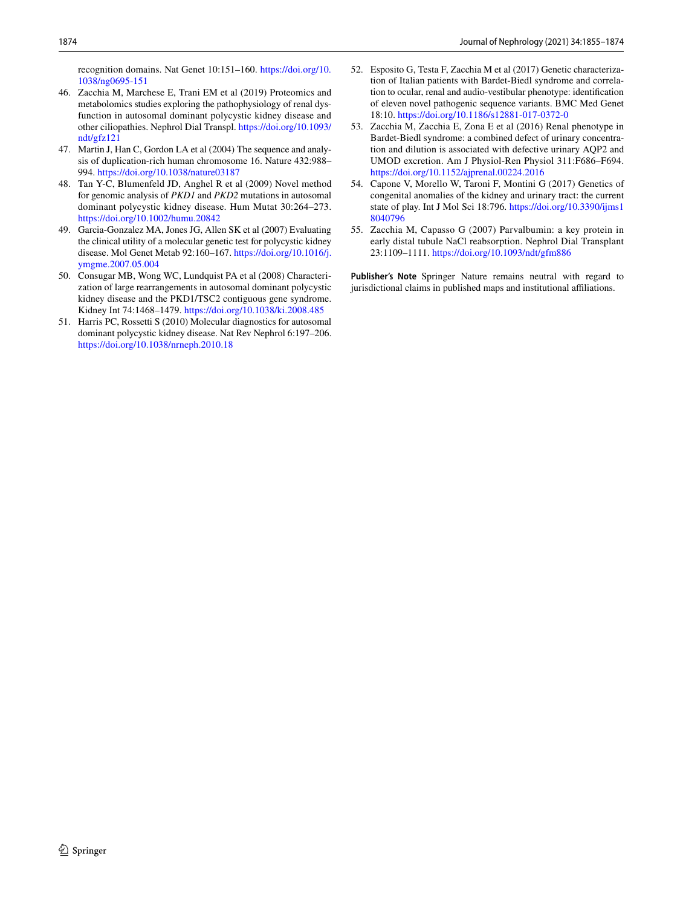recognition domains. Nat Genet 10:151–160. https://doi.org/10.1038/ng0695-151

46. Zacchia M, Marchese E, Trani EM et al (2019) Proteomics and metabolomics studies exploring the pathophysiology of renal dysfunction in autosomal dominant polycystic kidney disease and other ciliopathies. Nephrol Dial Transpl. https://doi.org/10.1093/ndt/gfz121
47. Martin J, Han C, Gordon LA et al (2004) The sequence and analysis of duplication-rich human chromosome 16. Nature 432:988–994. https://doi.org/10.1038/nature03187
48. Tan Y-C, Blumenfeld JD, Anghel R et al (2009) Novel method for genomic analysis of *PKD1* and *PKD2* mutations in autosomal dominant polycystic kidney disease. Hum Mutat 30:264–273. https://doi.org/10.1002/humu.20842
49. Garcia-Gonzalez MA, Jones JG, Allen SK et al (2007) Evaluating the clinical utility of a molecular genetic test for polycystic kidney disease. Mol Genet Metab 92:160–167. https://doi.org/10.1016/j.ymgme.2007.05.004
50. Consugar MB, Wong WC, Lundquist PA et al (2008) Characterization of large rearrangements in autosomal dominant polycystic kidney disease and the PKD1/TSC2 contiguous gene syndrome. Kidney Int 74:1468–1479. https://doi.org/10.1038/ki.2008.485
51. Harris PC, Rossetti S (2010) Molecular diagnostics for autosomal dominant polycystic kidney disease. Nat Rev Nephrol 6:197–206. https://doi.org/10.1038/nrneph.2010.18
52. Esposito G, Testa F, Zacchia M et al (2017) Genetic characterization of Italian patients with Bardet-Biedl syndrome and correlation to ocular, renal and audio-vestibular phenotype: identification of eleven novel pathogenic sequence variants. BMC Med Genet 18:10. https://doi.org/10.1186/s12881-017-0372-0
53. Zacchia M, Zacchia E, Zona E et al (2016) Renal phenotype in Bardet-Biedl syndrome: a combined defect of urinary concentration and dilution is associated with defective urinary AQP2 and UMOD excretion. Am J Physiol-Ren Physiol 311:F686–F694. https://doi.org/10.1152/ajprenal.00224.2016
54. Capone V, Morello W, Taroni F, Montini G (2017) Genetics of congenital anomalies of the kidney and urinary tract: the current state of play. Int J Mol Sci 18:796. https://doi.org/10.3390/ijms18040796
55. Zacchia M, Capasso G (2007) Parvalbumin: a key protein in early distal tubule NaCl reabsorption. Nephrol Dial Transplant 23:1109–1111. https://doi.org/10.1093/ndt/gfm886

**Publisher's Note** Springer Nature remains neutral with regard to jurisdictional claims in published maps and institutional affiliations.